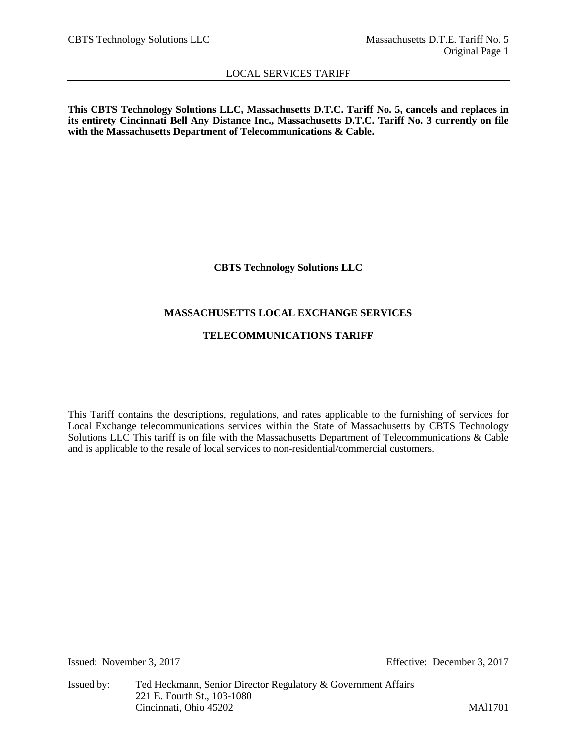**This CBTS Technology Solutions LLC, Massachusetts D.T.C. Tariff No. 5, cancels and replaces in its entirety Cincinnati Bell Any Distance Inc., Massachusetts D.T.C. Tariff No. 3 currently on file with the Massachusetts Department of Telecommunications & Cable.**

**CBTS Technology Solutions LLC**

**MASSACHUSETTS LOCAL EXCHANGE SERVICES**

**TELECOMMUNICATIONS TARIFF**

This Tariff contains the descriptions, regulations, and rates applicable to the furnishing of services for Local Exchange telecommunications services within the State of Massachusetts by CBTS Technology Solutions LLC This tariff is on file with the Massachusetts Department of Telecommunications & Cable and is applicable to the resale of local services to non-residential/commercial customers.

Issued: November 3, 2017

Effective: December 3, 2017

Issued by: Ted Heckmann, Senior Director Regulatory & Government Affairs
221 E. Fourth St., 103-1080
Cincinnati, Ohio 45202

MAl1701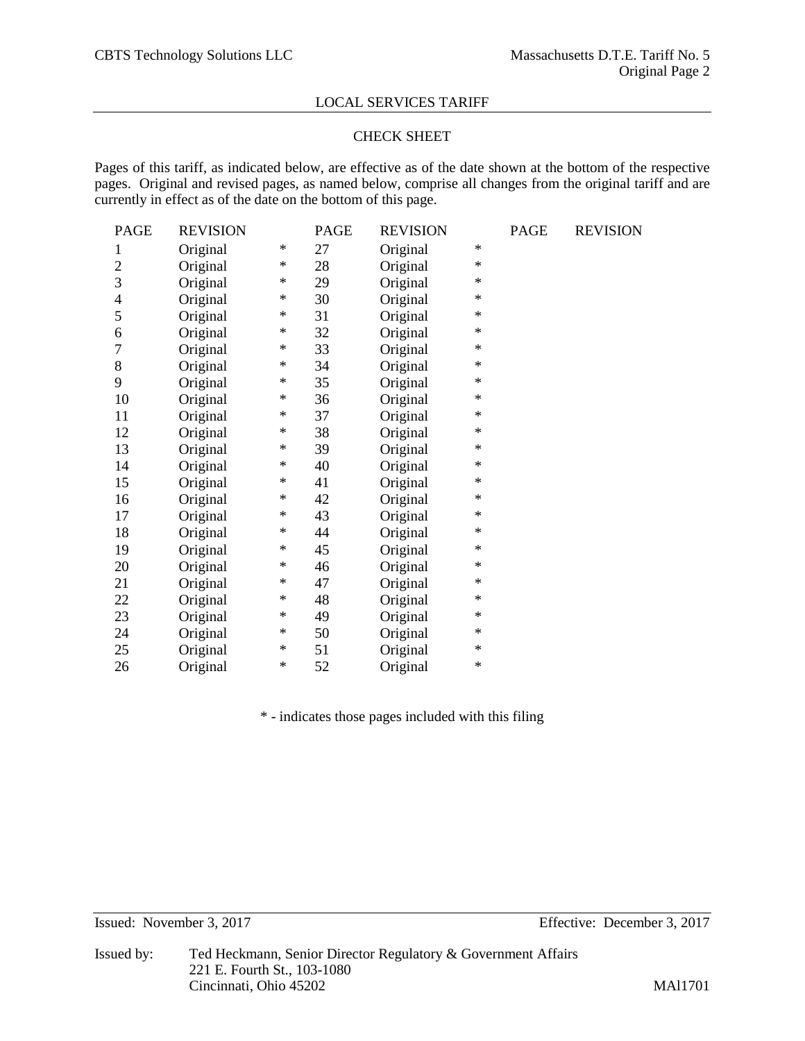LOCAL SERVICES TARIFF

## CHECK SHEET

Pages of this tariff, as indicated below, are effective as of the date shown at the bottom of the respective pages. Original and revised pages, as named below, comprise all changes from the original tariff and are currently in effect as of the date on the bottom of this page.

| PAGE | REVISION | | PAGE | REVISION | | PAGE | REVISION |
|---|---|---|---|---|---|---|---|
| 1 | Original | * | 27 | Original | * | | |
| 2 | Original | * | 28 | Original | * | | |
| 3 | Original | * | 29 | Original | * | | |
| 4 | Original | * | 30 | Original | * | | |
| 5 | Original | * | 31 | Original | * | | |
| 6 | Original | * | 32 | Original | * | | |
| 7 | Original | * | 33 | Original | * | | |
| 8 | Original | * | 34 | Original | * | | |
| 9 | Original | * | 35 | Original | * | | |
| 10 | Original | * | 36 | Original | * | | |
| 11 | Original | * | 37 | Original | * | | |
| 12 | Original | * | 38 | Original | * | | |
| 13 | Original | * | 39 | Original | * | | |
| 14 | Original | * | 40 | Original | * | | |
| 15 | Original | * | 41 | Original | * | | |
| 16 | Original | * | 42 | Original | * | | |
| 17 | Original | * | 43 | Original | * | | |
| 18 | Original | * | 44 | Original | * | | |
| 19 | Original | * | 45 | Original | * | | |
| 20 | Original | * | 46 | Original | * | | |
| 21 | Original | * | 47 | Original | * | | |
| 22 | Original | * | 48 | Original | * | | |
| 23 | Original | * | 49 | Original | * | | |
| 24 | Original | * | 50 | Original | * | | |
| 25 | Original | * | 51 | Original | * | | |
| 26 | Original | * | 52 | Original | * | | |

\* - indicates those pages included with this filing

Issued: November 3, 2017 Effective: December 3, 2017

Issued by: Ted Heckmann, Senior Director Regulatory & Government Affairs
221 E. Fourth St., 103-1080
Cincinnati, Ohio 45202

MAl1701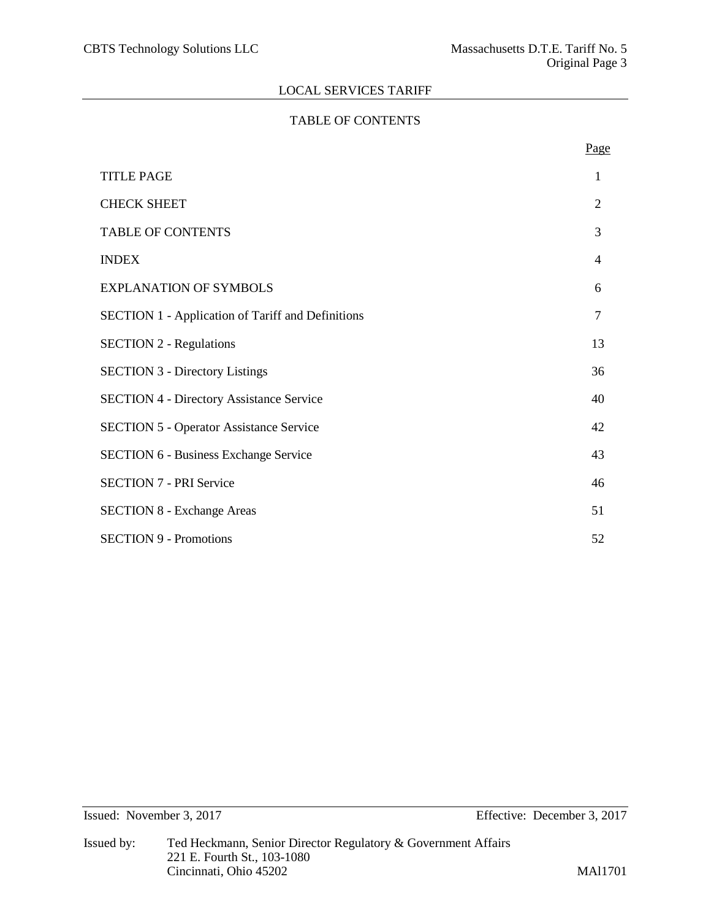## LOCAL SERVICES TARIFF

## TABLE OF CONTENTS

| | Page |
|---|---|
| TITLE PAGE | 1 |
| CHECK SHEET | 2 |
| TABLE OF CONTENTS | 3 |
| INDEX | 4 |
| EXPLANATION OF SYMBOLS | 6 |
| SECTION 1 - Application of Tariff and Definitions | 7 |
| SECTION 2 - Regulations | 13 |
| SECTION 3 - Directory Listings | 36 |
| SECTION 4 - Directory Assistance Service | 40 |
| SECTION 5 - Operator Assistance Service | 42 |
| SECTION 6 - Business Exchange Service | 43 |
| SECTION 7 - PRI Service | 46 |
| SECTION 8 - Exchange Areas | 51 |
| SECTION 9 - Promotions | 52 |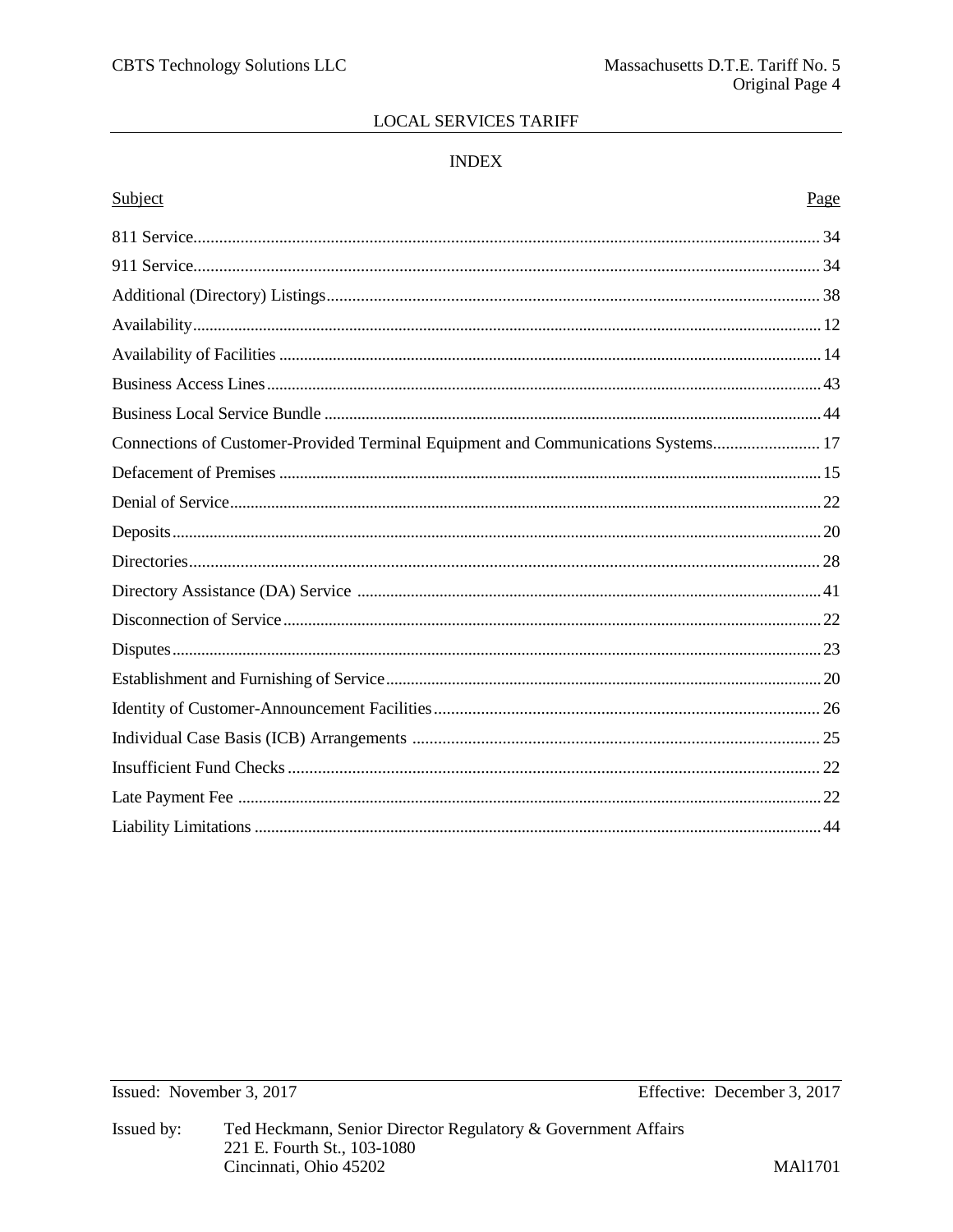LOCAL SERVICES TARIFF

# INDEX

| Subject | Page |
|---|---|
| 811 Service | 34 |
| 911 Service | 34 |
| Additional (Directory) Listings | 38 |
| Availability | 12 |
| Availability of Facilities | 14 |
| Business Access Lines | 43 |
| Business Local Service Bundle | 44 |
| Connections of Customer-Provided Terminal Equipment and Communications Systems | 17 |
| Defacement of Premises | 15 |
| Denial of Service | 22 |
| Deposits | 20 |
| Directories | 28 |
| Directory Assistance (DA) Service | 41 |
| Disconnection of Service | 22 |
| Disputes | 23 |
| Establishment and Furnishing of Service | 20 |
| Identity of Customer-Announcement Facilities | 26 |
| Individual Case Basis (ICB) Arrangements | 25 |
| Insufficient Fund Checks | 22 |
| Late Payment Fee | 22 |
| Liability Limitations | 44 |

Issued: November 3, 2017

Effective: December 3, 2017

Issued by: Ted Heckmann, Senior Director Regulatory & Government Affairs
221 E. Fourth St., 103-1080
Cincinnati, Ohio 45202

MAl1701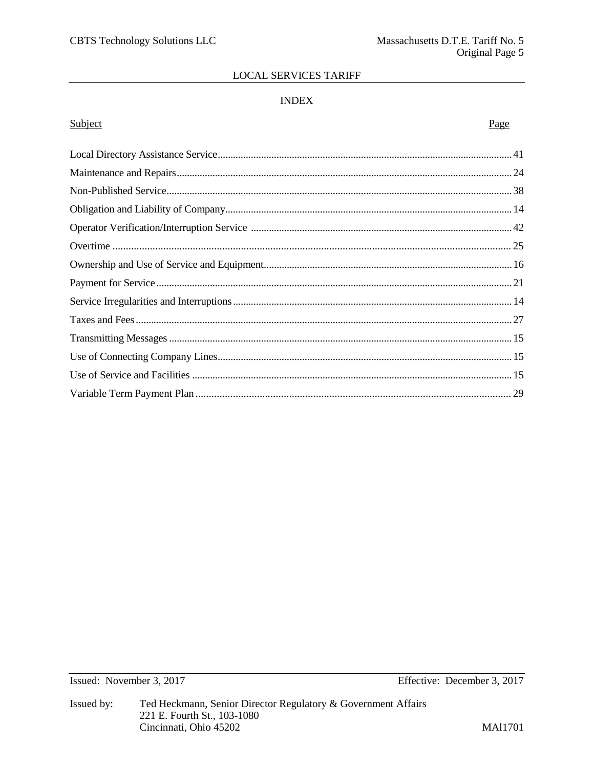## LOCAL SERVICES TARIFF

### INDEX

| Subject | Page |
|---|---|
| Local Directory Assistance Service | 41 |
| Maintenance and Repairs | 24 |
| Non-Published Service | 38 |
| Obligation and Liability of Company | 14 |
| Operator Verification/Interruption Service | 42 |
| Overtime | 25 |
| Ownership and Use of Service and Equipment | 16 |
| Payment for Service | 21 |
| Service Irregularities and Interruptions | 14 |
| Taxes and Fees | 27 |
| Transmitting Messages | 15 |
| Use of Connecting Company Lines | 15 |
| Use of Service and Facilities | 15 |
| Variable Term Payment Plan | 29 |

Issued: November 3, 2017

Effective: December 3, 2017

Issued by: Ted Heckmann, Senior Director Regulatory & Government Affairs
221 E. Fourth St., 103-1080
Cincinnati, Ohio 45202

MAl1701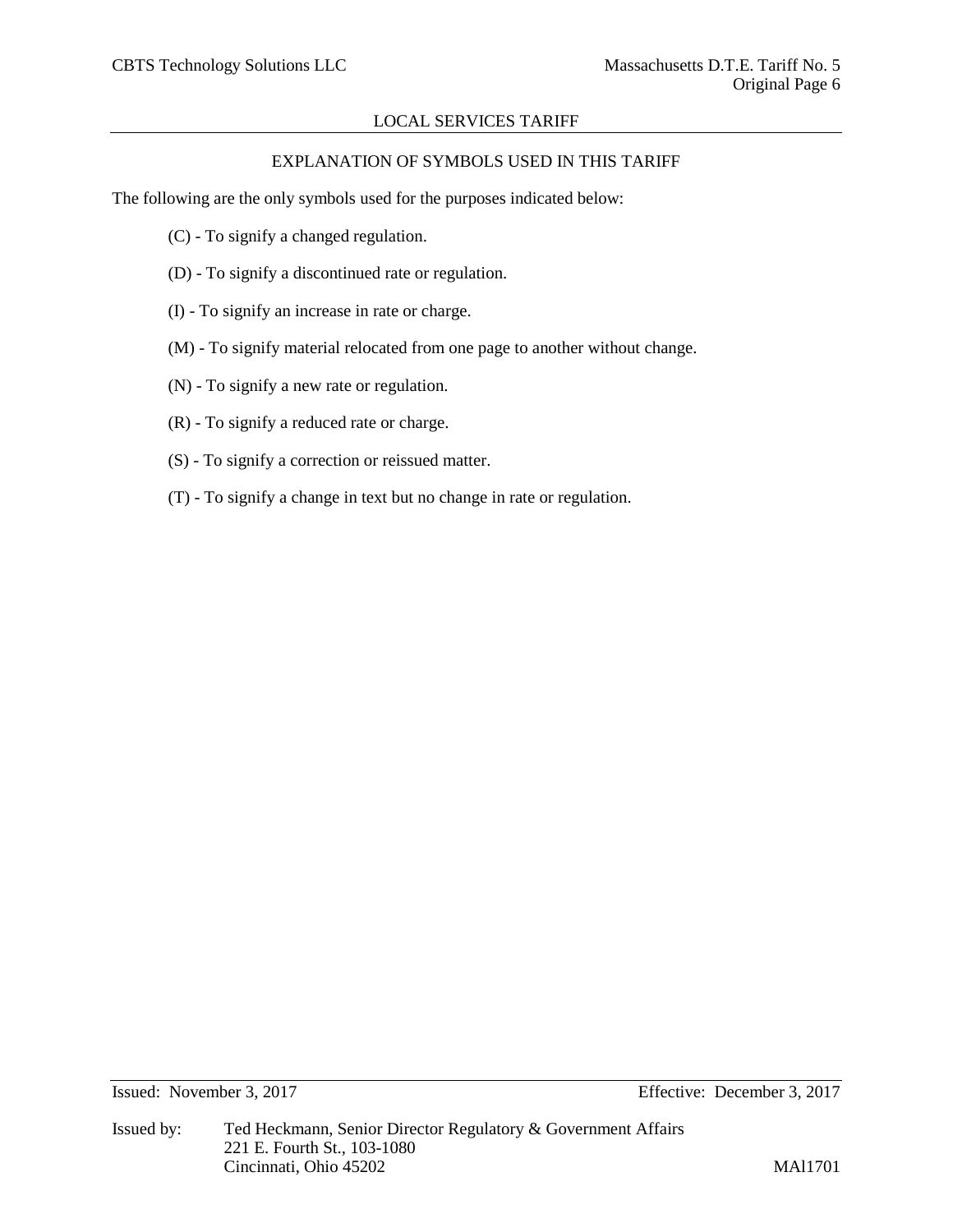## EXPLANATION OF SYMBOLS USED IN THIS TARIFF

The following are the only symbols used for the purposes indicated below:

(C) - To signify a changed regulation.

(D) - To signify a discontinued rate or regulation.

(I) - To signify an increase in rate or charge.

(M) - To signify material relocated from one page to another without change.

(N) - To signify a new rate or regulation.

(R) - To signify a reduced rate or charge.

(S) - To signify a correction or reissued matter.

(T) - To signify a change in text but no change in rate or regulation.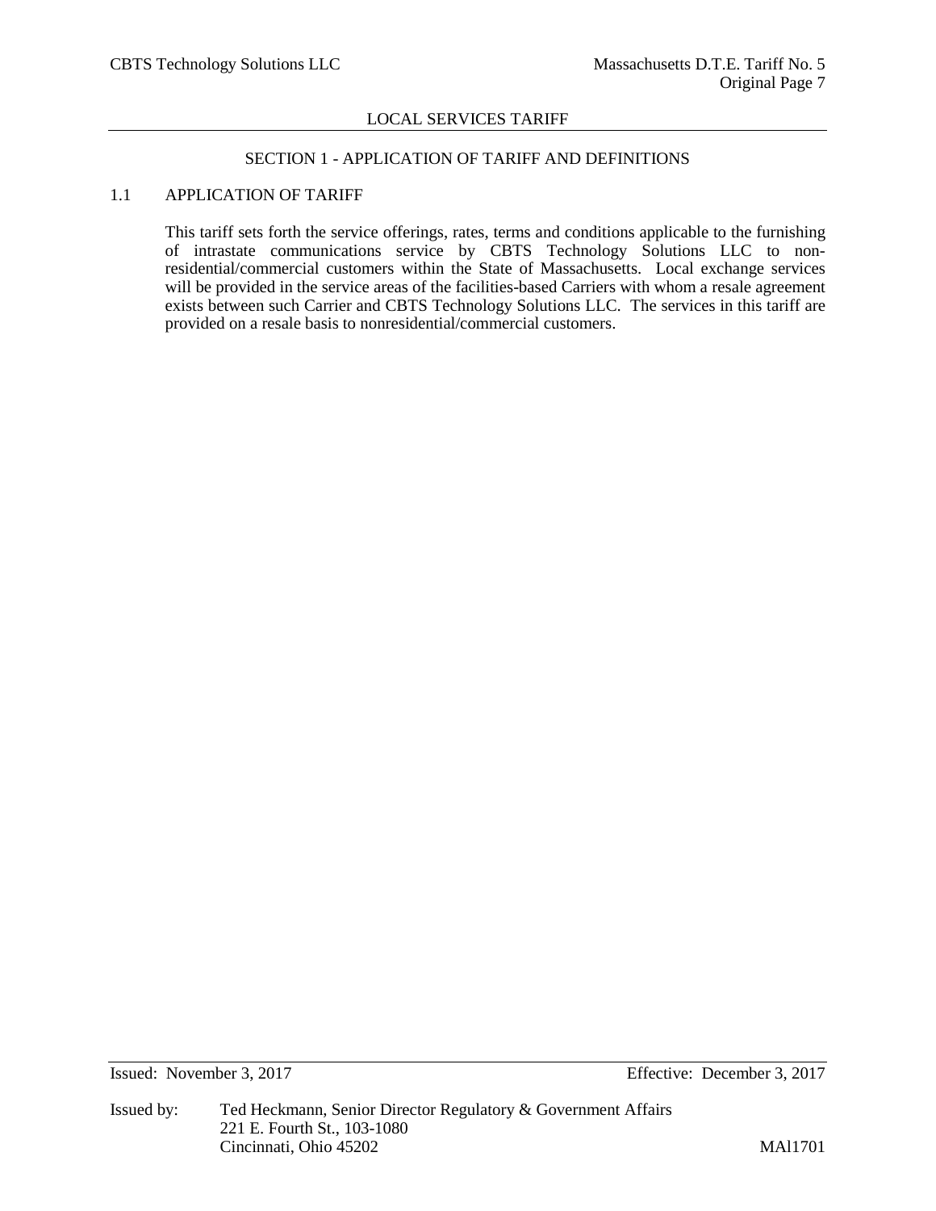# LOCAL SERVICES TARIFF

## SECTION 1 - APPLICATION OF TARIFF AND DEFINITIONS

### 1.1 APPLICATION OF TARIFF

This tariff sets forth the service offerings, rates, terms and conditions applicable to the furnishing of intrastate communications service by CBTS Technology Solutions LLC to non-residential/commercial customers within the State of Massachusetts. Local exchange services will be provided in the service areas of the facilities-based Carriers with whom a resale agreement exists between such Carrier and CBTS Technology Solutions LLC. The services in this tariff are provided on a resale basis to nonresidential/commercial customers.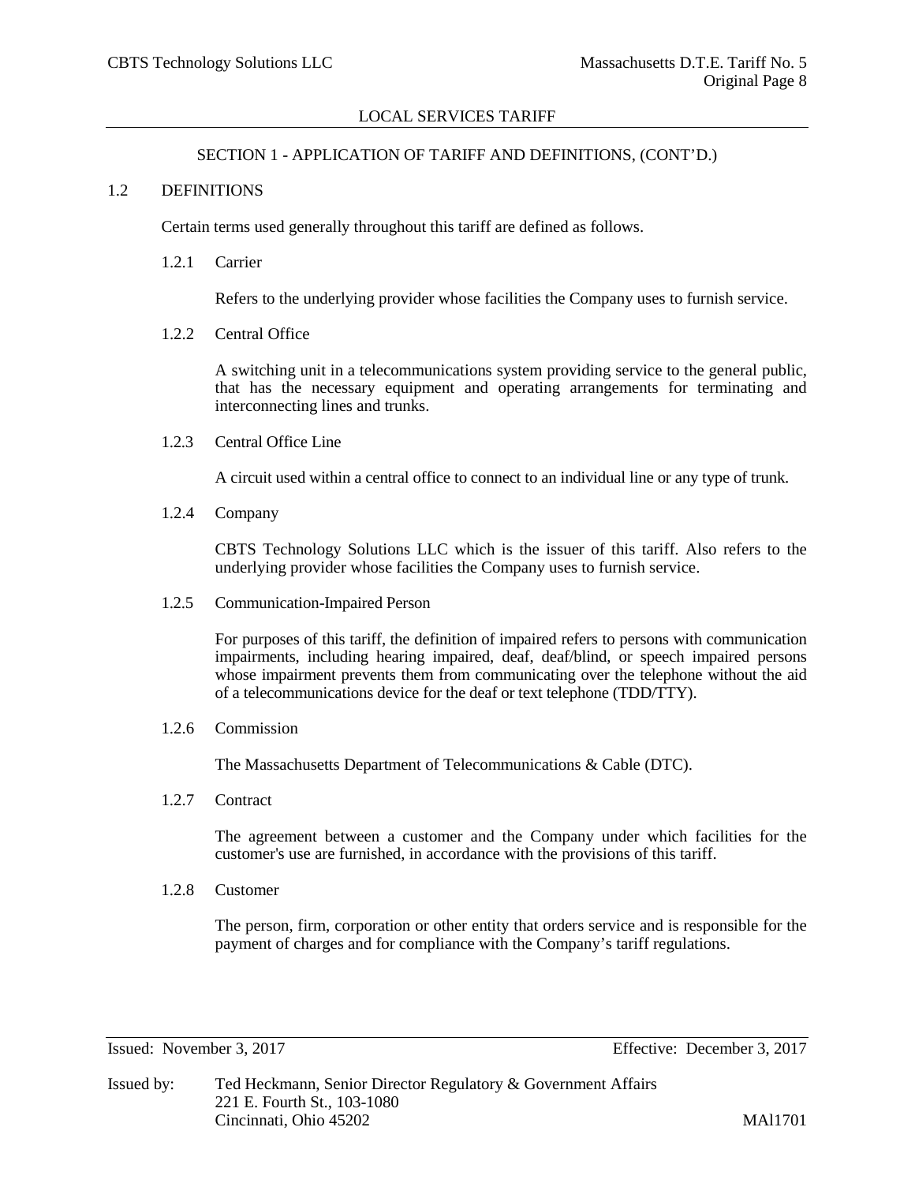## SECTION 1 - APPLICATION OF TARIFF AND DEFINITIONS, (CONT'D.)

### 1.2 DEFINITIONS

Certain terms used generally throughout this tariff are defined as follows.

#### 1.2.1 Carrier

Refers to the underlying provider whose facilities the Company uses to furnish service.

#### 1.2.2 Central Office

A switching unit in a telecommunications system providing service to the general public, that has the necessary equipment and operating arrangements for terminating and interconnecting lines and trunks.

#### 1.2.3 Central Office Line

A circuit used within a central office to connect to an individual line or any type of trunk.

#### 1.2.4 Company

CBTS Technology Solutions LLC which is the issuer of this tariff. Also refers to the underlying provider whose facilities the Company uses to furnish service.

#### 1.2.5 Communication-Impaired Person

For purposes of this tariff, the definition of impaired refers to persons with communication impairments, including hearing impaired, deaf, deaf/blind, or speech impaired persons whose impairment prevents them from communicating over the telephone without the aid of a telecommunications device for the deaf or text telephone (TDD/TTY).

#### 1.2.6 Commission

The Massachusetts Department of Telecommunications & Cable (DTC).

#### 1.2.7 Contract

The agreement between a customer and the Company under which facilities for the customer's use are furnished, in accordance with the provisions of this tariff.

#### 1.2.8 Customer

The person, firm, corporation or other entity that orders service and is responsible for the payment of charges and for compliance with the Company's tariff regulations.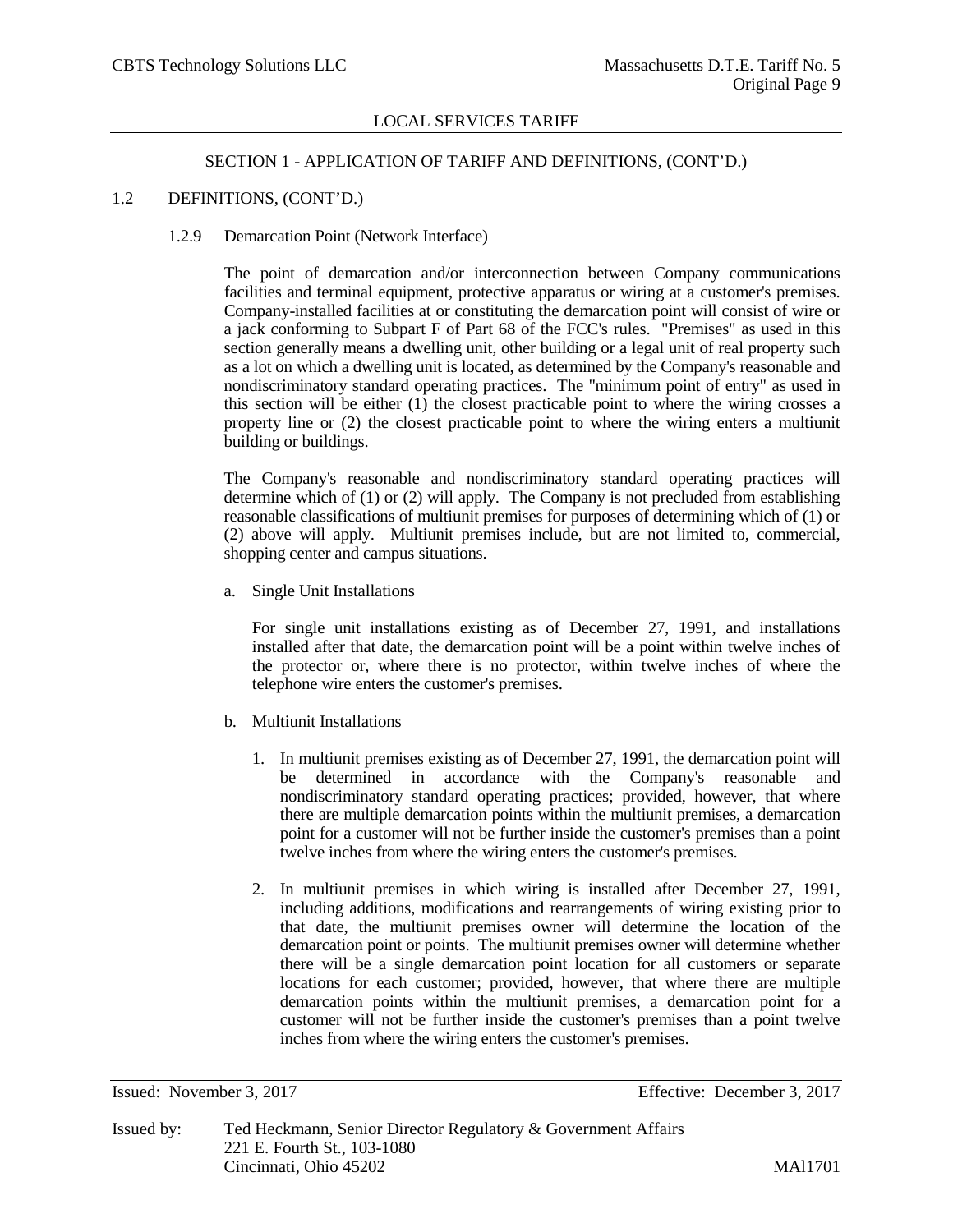SECTION 1 - APPLICATION OF TARIFF AND DEFINITIONS, (CONT'D.)

1.2 DEFINITIONS, (CONT'D.)

1.2.9 Demarcation Point (Network Interface)

The point of demarcation and/or interconnection between Company communications facilities and terminal equipment, protective apparatus or wiring at a customer's premises. Company-installed facilities at or constituting the demarcation point will consist of wire or a jack conforming to Subpart F of Part 68 of the FCC's rules. "Premises" as used in this section generally means a dwelling unit, other building or a legal unit of real property such as a lot on which a dwelling unit is located, as determined by the Company's reasonable and nondiscriminatory standard operating practices. The "minimum point of entry" as used in this section will be either (1) the closest practicable point to where the wiring crosses a property line or (2) the closest practicable point to where the wiring enters a multiunit building or buildings.

The Company's reasonable and nondiscriminatory standard operating practices will determine which of (1) or (2) will apply. The Company is not precluded from establishing reasonable classifications of multiunit premises for purposes of determining which of (1) or (2) above will apply. Multiunit premises include, but are not limited to, commercial, shopping center and campus situations.

a. Single Unit Installations

For single unit installations existing as of December 27, 1991, and installations installed after that date, the demarcation point will be a point within twelve inches of the protector or, where there is no protector, within twelve inches of where the telephone wire enters the customer's premises.

b. Multiunit Installations

1. In multiunit premises existing as of December 27, 1991, the demarcation point will be determined in accordance with the Company's reasonable and nondiscriminatory standard operating practices; provided, however, that where there are multiple demarcation points within the multiunit premises, a demarcation point for a customer will not be further inside the customer's premises than a point twelve inches from where the wiring enters the customer's premises.

2. In multiunit premises in which wiring is installed after December 27, 1991, including additions, modifications and rearrangements of wiring existing prior to that date, the multiunit premises owner will determine the location of the demarcation point or points. The multiunit premises owner will determine whether there will be a single demarcation point location for all customers or separate locations for each customer; provided, however, that where there are multiple demarcation points within the multiunit premises, a demarcation point for a customer will not be further inside the customer's premises than a point twelve inches from where the wiring enters the customer's premises.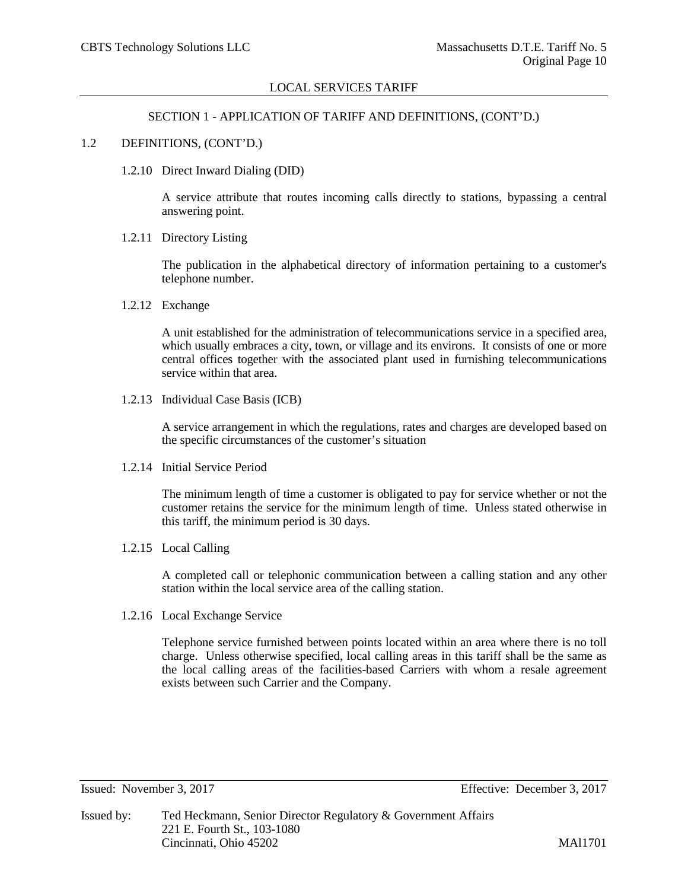## SECTION 1 - APPLICATION OF TARIFF AND DEFINITIONS, (CONT'D.)

### 1.2 DEFINITIONS, (CONT'D.)

#### 1.2.10 Direct Inward Dialing (DID)

A service attribute that routes incoming calls directly to stations, bypassing a central answering point.

#### 1.2.11 Directory Listing

The publication in the alphabetical directory of information pertaining to a customer's telephone number.

#### 1.2.12 Exchange

A unit established for the administration of telecommunications service in a specified area, which usually embraces a city, town, or village and its environs. It consists of one or more central offices together with the associated plant used in furnishing telecommunications service within that area.

#### 1.2.13 Individual Case Basis (ICB)

A service arrangement in which the regulations, rates and charges are developed based on the specific circumstances of the customer's situation

#### 1.2.14 Initial Service Period

The minimum length of time a customer is obligated to pay for service whether or not the customer retains the service for the minimum length of time. Unless stated otherwise in this tariff, the minimum period is 30 days.

#### 1.2.15 Local Calling

A completed call or telephonic communication between a calling station and any other station within the local service area of the calling station.

#### 1.2.16 Local Exchange Service

Telephone service furnished between points located within an area where there is no toll charge. Unless otherwise specified, local calling areas in this tariff shall be the same as the local calling areas of the facilities-based Carriers with whom a resale agreement exists between such Carrier and the Company.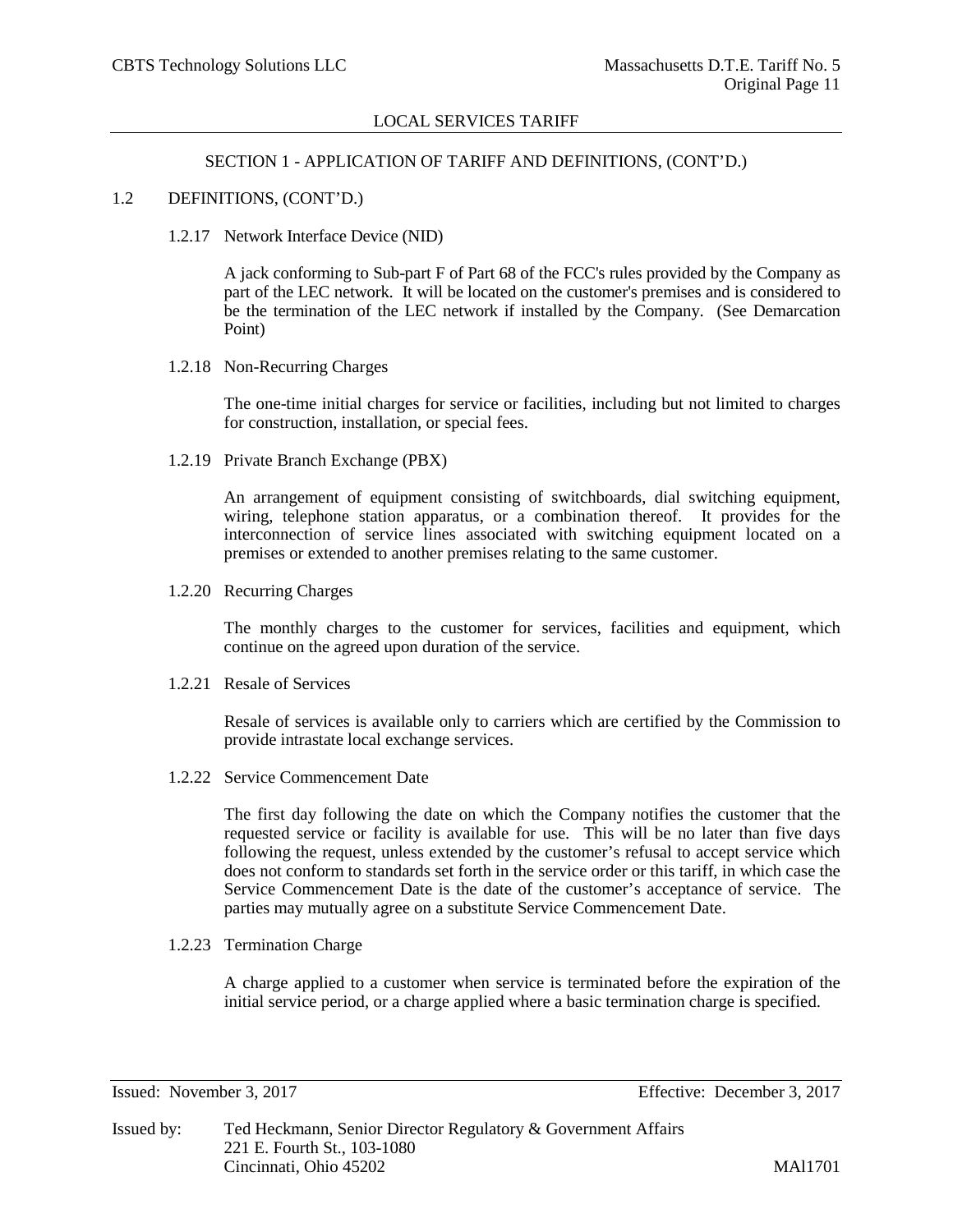SECTION 1 - APPLICATION OF TARIFF AND DEFINITIONS, (CONT'D.)

1.2 DEFINITIONS, (CONT'D.)

1.2.17 Network Interface Device (NID)

A jack conforming to Sub-part F of Part 68 of the FCC's rules provided by the Company as part of the LEC network. It will be located on the customer's premises and is considered to be the termination of the LEC network if installed by the Company. (See Demarcation Point)

1.2.18 Non-Recurring Charges

The one-time initial charges for service or facilities, including but not limited to charges for construction, installation, or special fees.

1.2.19 Private Branch Exchange (PBX)

An arrangement of equipment consisting of switchboards, dial switching equipment, wiring, telephone station apparatus, or a combination thereof. It provides for the interconnection of service lines associated with switching equipment located on a premises or extended to another premises relating to the same customer.

1.2.20 Recurring Charges

The monthly charges to the customer for services, facilities and equipment, which continue on the agreed upon duration of the service.

1.2.21 Resale of Services

Resale of services is available only to carriers which are certified by the Commission to provide intrastate local exchange services.

1.2.22 Service Commencement Date

The first day following the date on which the Company notifies the customer that the requested service or facility is available for use. This will be no later than five days following the request, unless extended by the customer's refusal to accept service which does not conform to standards set forth in the service order or this tariff, in which case the Service Commencement Date is the date of the customer's acceptance of service. The parties may mutually agree on a substitute Service Commencement Date.

1.2.23 Termination Charge

A charge applied to a customer when service is terminated before the expiration of the initial service period, or a charge applied where a basic termination charge is specified.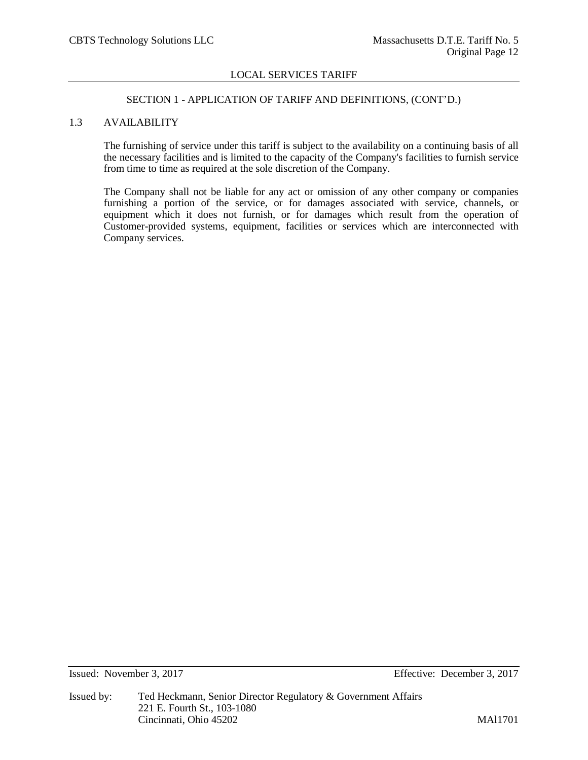## SECTION 1 - APPLICATION OF TARIFF AND DEFINITIONS, (CONT'D.)

### 1.3 AVAILABILITY

The furnishing of service under this tariff is subject to the availability on a continuing basis of all the necessary facilities and is limited to the capacity of the Company's facilities to furnish service from time to time as required at the sole discretion of the Company.

The Company shall not be liable for any act or omission of any other company or companies furnishing a portion of the service, or for damages associated with service, channels, or equipment which it does not furnish, or for damages which result from the operation of Customer-provided systems, equipment, facilities or services which are interconnected with Company services.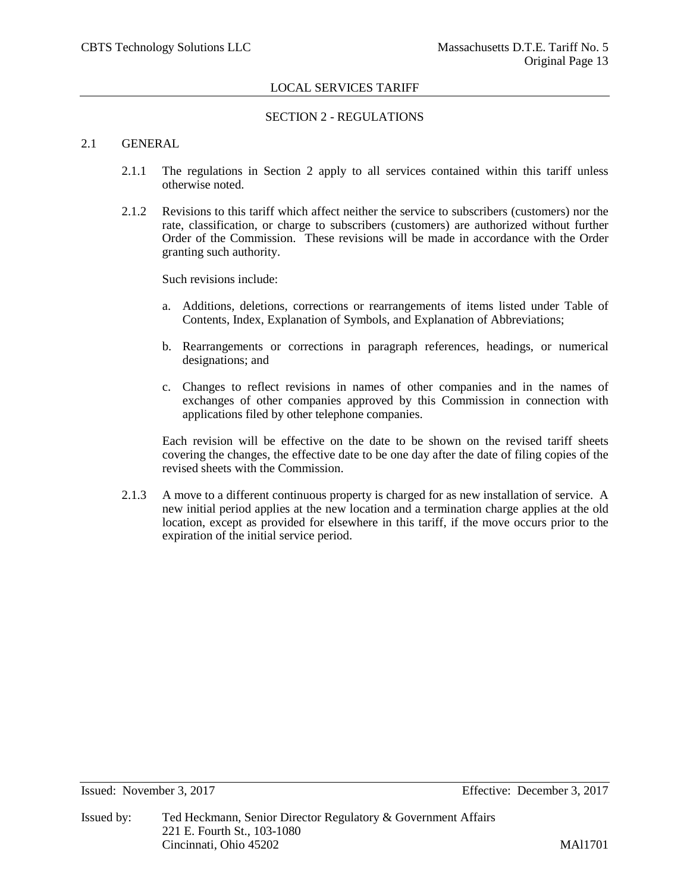## SECTION 2 - REGULATIONS

### 2.1 GENERAL

2.1.1 The regulations in Section 2 apply to all services contained within this tariff unless otherwise noted.

2.1.2 Revisions to this tariff which affect neither the service to subscribers (customers) nor the rate, classification, or charge to subscribers (customers) are authorized without further Order of the Commission. These revisions will be made in accordance with the Order granting such authority.

Such revisions include:

a. Additions, deletions, corrections or rearrangements of items listed under Table of Contents, Index, Explanation of Symbols, and Explanation of Abbreviations;

b. Rearrangements or corrections in paragraph references, headings, or numerical designations; and

c. Changes to reflect revisions in names of other companies and in the names of exchanges of other companies approved by this Commission in connection with applications filed by other telephone companies.

Each revision will be effective on the date to be shown on the revised tariff sheets covering the changes, the effective date to be one day after the date of filing copies of the revised sheets with the Commission.

2.1.3 A move to a different continuous property is charged for as new installation of service. A new initial period applies at the new location and a termination charge applies at the old location, except as provided for elsewhere in this tariff, if the move occurs prior to the expiration of the initial service period.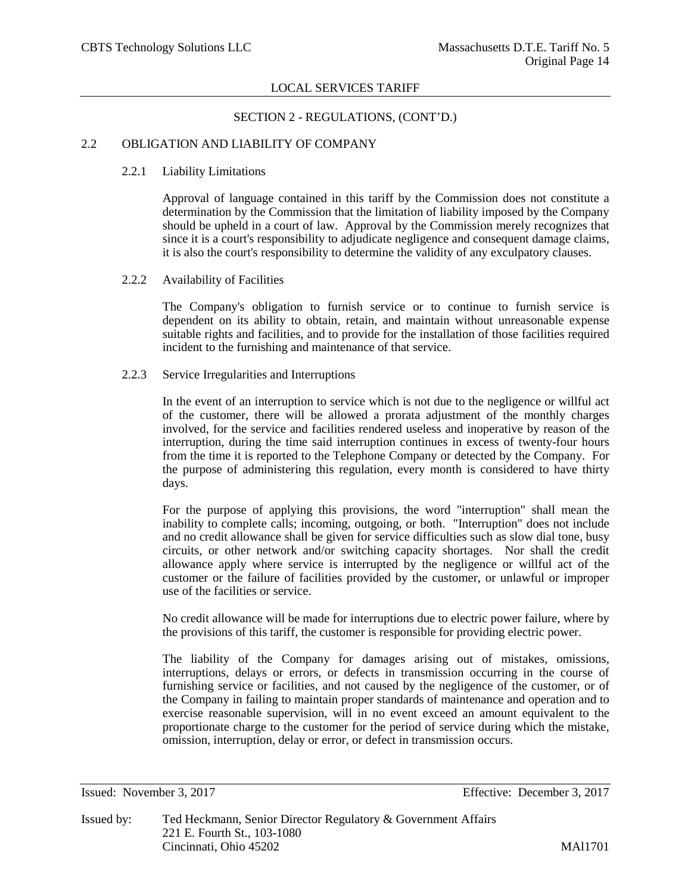## SECTION 2 - REGULATIONS, (CONT'D.)

### 2.2 OBLIGATION AND LIABILITY OF COMPANY

#### 2.2.1 Liability Limitations

Approval of language contained in this tariff by the Commission does not constitute a determination by the Commission that the limitation of liability imposed by the Company should be upheld in a court of law. Approval by the Commission merely recognizes that since it is a court's responsibility to adjudicate negligence and consequent damage claims, it is also the court's responsibility to determine the validity of any exculpatory clauses.

#### 2.2.2 Availability of Facilities

The Company's obligation to furnish service or to continue to furnish service is dependent on its ability to obtain, retain, and maintain without unreasonable expense suitable rights and facilities, and to provide for the installation of those facilities required incident to the furnishing and maintenance of that service.

#### 2.2.3 Service Irregularities and Interruptions

In the event of an interruption to service which is not due to the negligence or willful act of the customer, there will be allowed a prorata adjustment of the monthly charges involved, for the service and facilities rendered useless and inoperative by reason of the interruption, during the time said interruption continues in excess of twenty-four hours from the time it is reported to the Telephone Company or detected by the Company. For the purpose of administering this regulation, every month is considered to have thirty days.

For the purpose of applying this provisions, the word "interruption" shall mean the inability to complete calls; incoming, outgoing, or both. "Interruption" does not include and no credit allowance shall be given for service difficulties such as slow dial tone, busy circuits, or other network and/or switching capacity shortages. Nor shall the credit allowance apply where service is interrupted by the negligence or willful act of the customer or the failure of facilities provided by the customer, or unlawful or improper use of the facilities or service.

No credit allowance will be made for interruptions due to electric power failure, where by the provisions of this tariff, the customer is responsible for providing electric power.

The liability of the Company for damages arising out of mistakes, omissions, interruptions, delays or errors, or defects in transmission occurring in the course of furnishing service or facilities, and not caused by the negligence of the customer, or of the Company in failing to maintain proper standards of maintenance and operation and to exercise reasonable supervision, will in no event exceed an amount equivalent to the proportionate charge to the customer for the period of service during which the mistake, omission, interruption, delay or error, or defect in transmission occurs.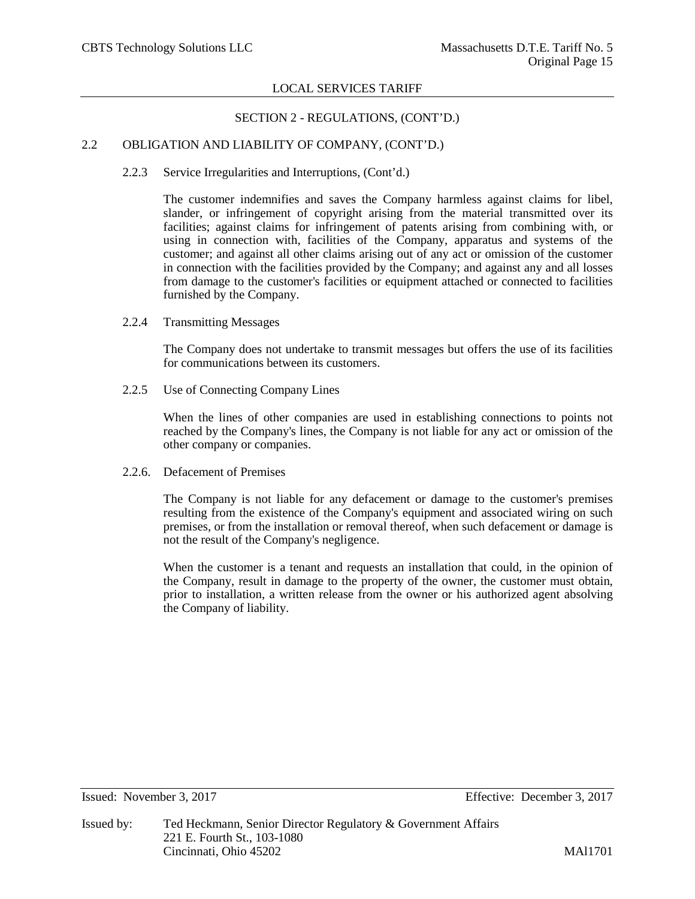## SECTION 2 - REGULATIONS, (CONT'D.)

### 2.2 OBLIGATION AND LIABILITY OF COMPANY, (CONT'D.)

#### 2.2.3 Service Irregularities and Interruptions, (Cont'd.)

The customer indemnifies and saves the Company harmless against claims for libel, slander, or infringement of copyright arising from the material transmitted over its facilities; against claims for infringement of patents arising from combining with, or using in connection with, facilities of the Company, apparatus and systems of the customer; and against all other claims arising out of any act or omission of the customer in connection with the facilities provided by the Company; and against any and all losses from damage to the customer's facilities or equipment attached or connected to facilities furnished by the Company.

#### 2.2.4 Transmitting Messages

The Company does not undertake to transmit messages but offers the use of its facilities for communications between its customers.

#### 2.2.5 Use of Connecting Company Lines

When the lines of other companies are used in establishing connections to points not reached by the Company's lines, the Company is not liable for any act or omission of the other company or companies.

#### 2.2.6. Defacement of Premises

The Company is not liable for any defacement or damage to the customer's premises resulting from the existence of the Company's equipment and associated wiring on such premises, or from the installation or removal thereof, when such defacement or damage is not the result of the Company's negligence.

When the customer is a tenant and requests an installation that could, in the opinion of the Company, result in damage to the property of the owner, the customer must obtain, prior to installation, a written release from the owner or his authorized agent absolving the Company of liability.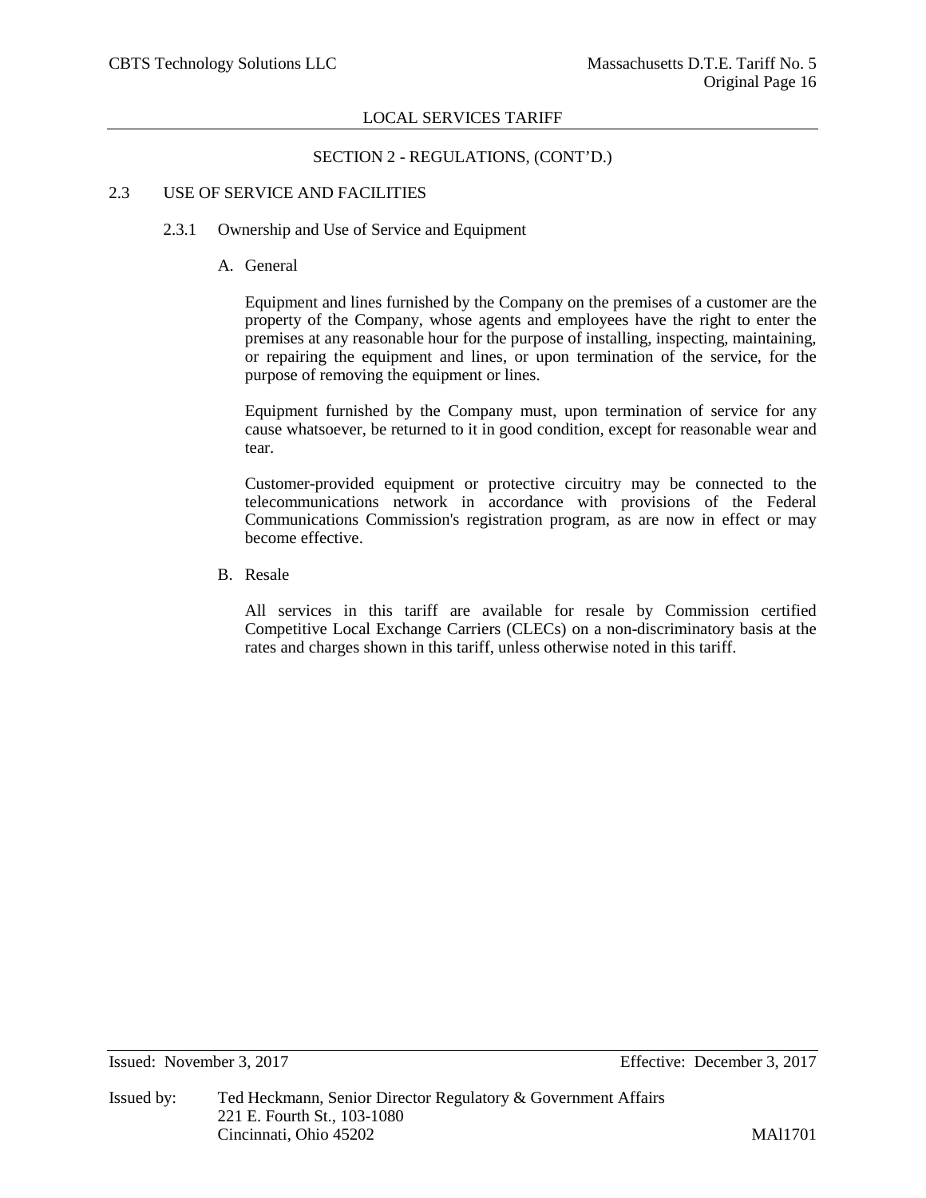## SECTION 2 - REGULATIONS, (CONT'D.)

### 2.3 USE OF SERVICE AND FACILITIES

#### 2.3.1 Ownership and Use of Service and Equipment

A. General

Equipment and lines furnished by the Company on the premises of a customer are the property of the Company, whose agents and employees have the right to enter the premises at any reasonable hour for the purpose of installing, inspecting, maintaining, or repairing the equipment and lines, or upon termination of the service, for the purpose of removing the equipment or lines.

Equipment furnished by the Company must, upon termination of service for any cause whatsoever, be returned to it in good condition, except for reasonable wear and tear.

Customer-provided equipment or protective circuitry may be connected to the telecommunications network in accordance with provisions of the Federal Communications Commission's registration program, as are now in effect or may become effective.

B. Resale

All services in this tariff are available for resale by Commission certified Competitive Local Exchange Carriers (CLECs) on a non-discriminatory basis at the rates and charges shown in this tariff, unless otherwise noted in this tariff.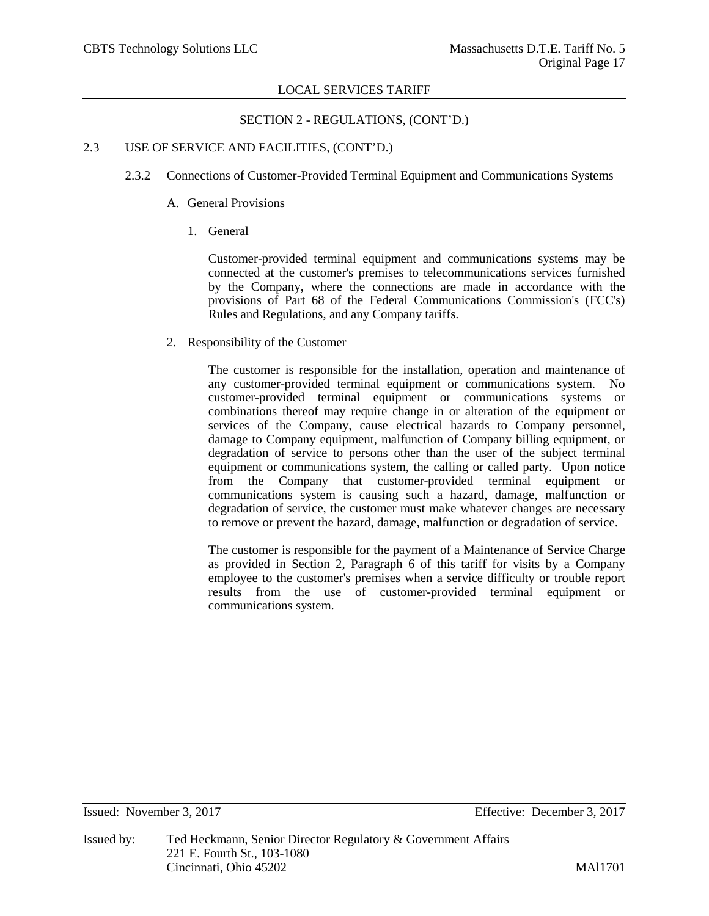## SECTION 2 - REGULATIONS, (CONT'D.)

### 2.3 USE OF SERVICE AND FACILITIES, (CONT'D.)

#### 2.3.2 Connections of Customer-Provided Terminal Equipment and Communications Systems

A. General Provisions

1. General

Customer-provided terminal equipment and communications systems may be connected at the customer's premises to telecommunications services furnished by the Company, where the connections are made in accordance with the provisions of Part 68 of the Federal Communications Commission's (FCC's) Rules and Regulations, and any Company tariffs.

2. Responsibility of the Customer

The customer is responsible for the installation, operation and maintenance of any customer-provided terminal equipment or communications system. No customer-provided terminal equipment or communications systems or combinations thereof may require change in or alteration of the equipment or services of the Company, cause electrical hazards to Company personnel, damage to Company equipment, malfunction of Company billing equipment, or degradation of service to persons other than the user of the subject terminal equipment or communications system, the calling or called party. Upon notice from the Company that customer-provided terminal equipment or communications system is causing such a hazard, damage, malfunction or degradation of service, the customer must make whatever changes are necessary to remove or prevent the hazard, damage, malfunction or degradation of service.

The customer is responsible for the payment of a Maintenance of Service Charge as provided in Section 2, Paragraph 6 of this tariff for visits by a Company employee to the customer's premises when a service difficulty or trouble report results from the use of customer-provided terminal equipment or communications system.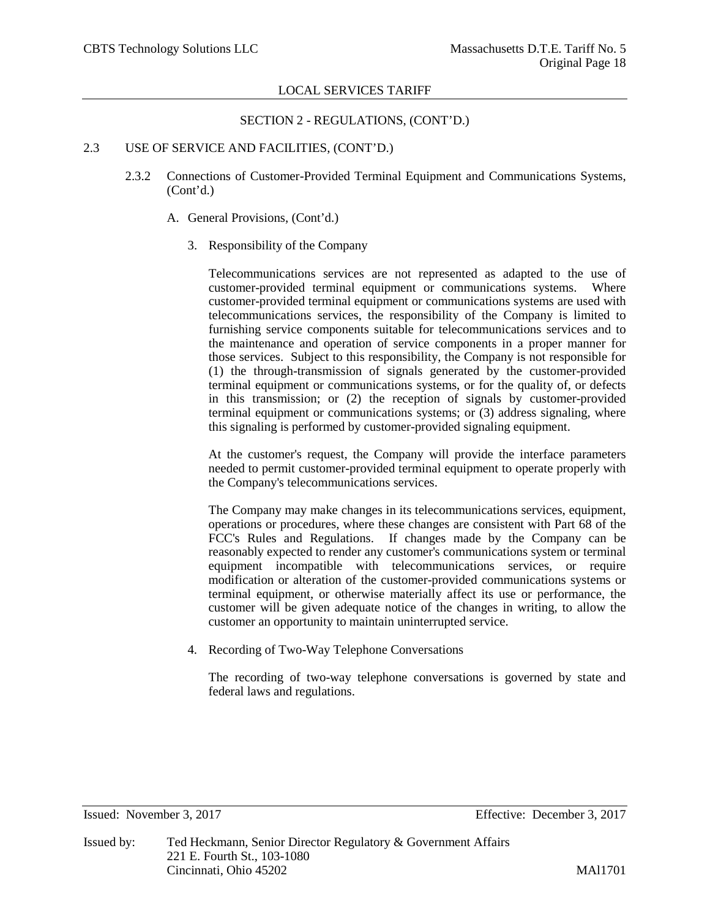## SECTION 2 - REGULATIONS, (CONT'D.)

### 2.3 USE OF SERVICE AND FACILITIES, (CONT'D.)

#### 2.3.2 Connections of Customer-Provided Terminal Equipment and Communications Systems, (Cont'd.)

A. General Provisions, (Cont'd.)

3. Responsibility of the Company

Telecommunications services are not represented as adapted to the use of customer-provided terminal equipment or communications systems. Where customer-provided terminal equipment or communications systems are used with telecommunications services, the responsibility of the Company is limited to furnishing service components suitable for telecommunications services and to the maintenance and operation of service components in a proper manner for those services. Subject to this responsibility, the Company is not responsible for (1) the through-transmission of signals generated by the customer-provided terminal equipment or communications systems, or for the quality of, or defects in this transmission; or (2) the reception of signals by customer-provided terminal equipment or communications systems; or (3) address signaling, where this signaling is performed by customer-provided signaling equipment.

At the customer's request, the Company will provide the interface parameters needed to permit customer-provided terminal equipment to operate properly with the Company's telecommunications services.

The Company may make changes in its telecommunications services, equipment, operations or procedures, where these changes are consistent with Part 68 of the FCC's Rules and Regulations. If changes made by the Company can be reasonably expected to render any customer's communications system or terminal equipment incompatible with telecommunications services, or require modification or alteration of the customer-provided communications systems or terminal equipment, or otherwise materially affect its use or performance, the customer will be given adequate notice of the changes in writing, to allow the customer an opportunity to maintain uninterrupted service.

4. Recording of Two-Way Telephone Conversations

The recording of two-way telephone conversations is governed by state and federal laws and regulations.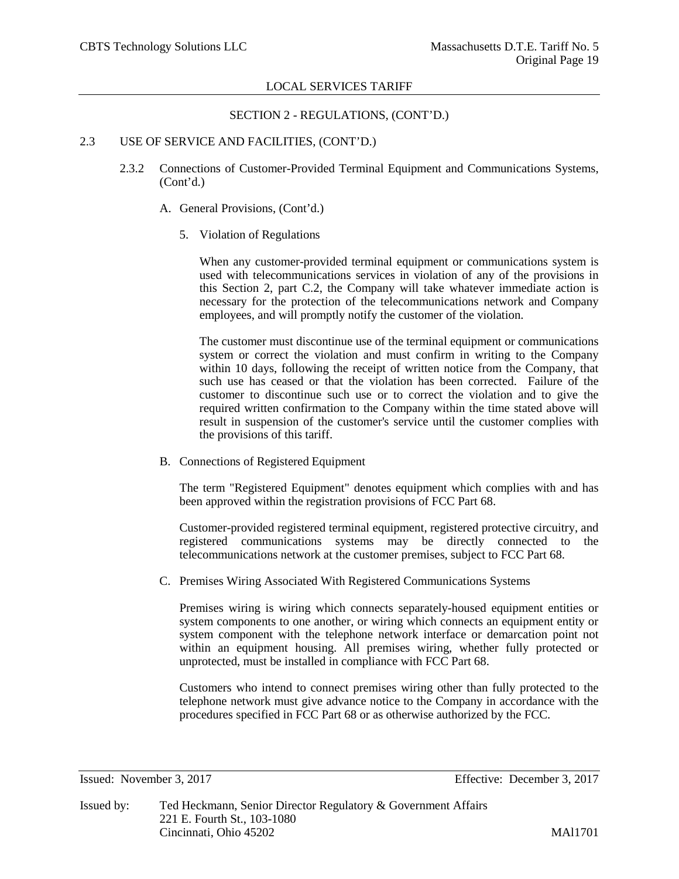## SECTION 2 - REGULATIONS, (CONT'D.)

2.3 USE OF SERVICE AND FACILITIES, (CONT'D.)

2.3.2 Connections of Customer-Provided Terminal Equipment and Communications Systems, (Cont'd.)

A. General Provisions, (Cont'd.)

5. Violation of Regulations

When any customer-provided terminal equipment or communications system is used with telecommunications services in violation of any of the provisions in this Section 2, part C.2, the Company will take whatever immediate action is necessary for the protection of the telecommunications network and Company employees, and will promptly notify the customer of the violation.

The customer must discontinue use of the terminal equipment or communications system or correct the violation and must confirm in writing to the Company within 10 days, following the receipt of written notice from the Company, that such use has ceased or that the violation has been corrected. Failure of the customer to discontinue such use or to correct the violation and to give the required written confirmation to the Company within the time stated above will result in suspension of the customer's service until the customer complies with the provisions of this tariff.

B. Connections of Registered Equipment

The term "Registered Equipment" denotes equipment which complies with and has been approved within the registration provisions of FCC Part 68.

Customer-provided registered terminal equipment, registered protective circuitry, and registered communications systems may be directly connected to the telecommunications network at the customer premises, subject to FCC Part 68.

C. Premises Wiring Associated With Registered Communications Systems

Premises wiring is wiring which connects separately-housed equipment entities or system components to one another, or wiring which connects an equipment entity or system component with the telephone network interface or demarcation point not within an equipment housing. All premises wiring, whether fully protected or unprotected, must be installed in compliance with FCC Part 68.

Customers who intend to connect premises wiring other than fully protected to the telephone network must give advance notice to the Company in accordance with the procedures specified in FCC Part 68 or as otherwise authorized by the FCC.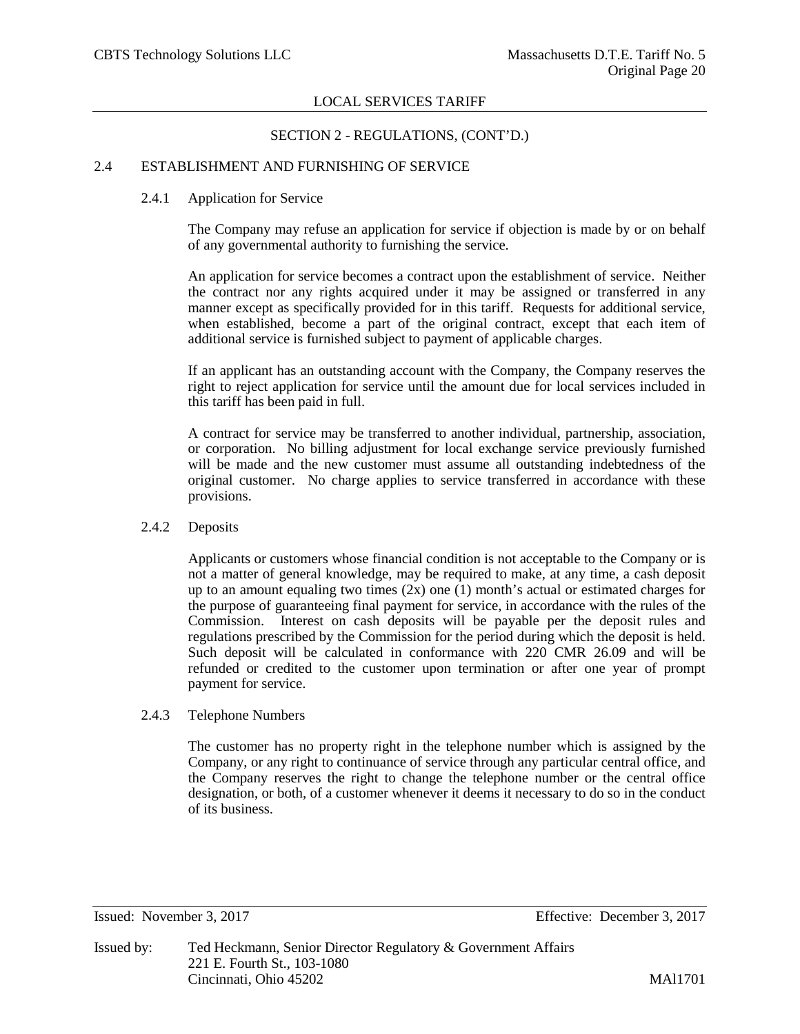## SECTION 2 - REGULATIONS, (CONT'D.)

### 2.4 ESTABLISHMENT AND FURNISHING OF SERVICE

#### 2.4.1 Application for Service

The Company may refuse an application for service if objection is made by or on behalf of any governmental authority to furnishing the service.

An application for service becomes a contract upon the establishment of service. Neither the contract nor any rights acquired under it may be assigned or transferred in any manner except as specifically provided for in this tariff. Requests for additional service, when established, become a part of the original contract, except that each item of additional service is furnished subject to payment of applicable charges.

If an applicant has an outstanding account with the Company, the Company reserves the right to reject application for service until the amount due for local services included in this tariff has been paid in full.

A contract for service may be transferred to another individual, partnership, association, or corporation. No billing adjustment for local exchange service previously furnished will be made and the new customer must assume all outstanding indebtedness of the original customer. No charge applies to service transferred in accordance with these provisions.

#### 2.4.2 Deposits

Applicants or customers whose financial condition is not acceptable to the Company or is not a matter of general knowledge, may be required to make, at any time, a cash deposit up to an amount equaling two times (2x) one (1) month's actual or estimated charges for the purpose of guaranteeing final payment for service, in accordance with the rules of the Commission. Interest on cash deposits will be payable per the deposit rules and regulations prescribed by the Commission for the period during which the deposit is held. Such deposit will be calculated in conformance with 220 CMR 26.09 and will be refunded or credited to the customer upon termination or after one year of prompt payment for service.

#### 2.4.3 Telephone Numbers

The customer has no property right in the telephone number which is assigned by the Company, or any right to continuance of service through any particular central office, and the Company reserves the right to change the telephone number or the central office designation, or both, of a customer whenever it deems it necessary to do so in the conduct of its business.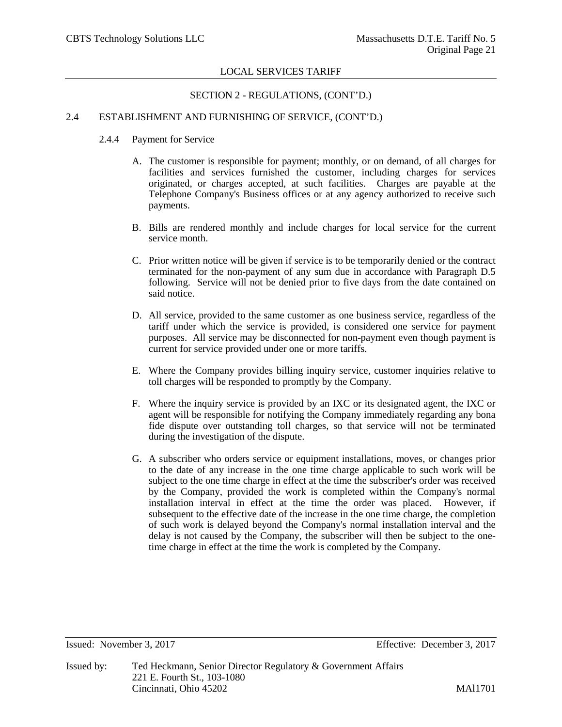SECTION 2 - REGULATIONS, (CONT'D.)

## 2.4 ESTABLISHMENT AND FURNISHING OF SERVICE, (CONT'D.)

### 2.4.4 Payment for Service

A. The customer is responsible for payment; monthly, or on demand, of all charges for facilities and services furnished the customer, including charges for services originated, or charges accepted, at such facilities. Charges are payable at the Telephone Company's Business offices or at any agency authorized to receive such payments.

B. Bills are rendered monthly and include charges for local service for the current service month.

C. Prior written notice will be given if service is to be temporarily denied or the contract terminated for the non-payment of any sum due in accordance with Paragraph D.5 following. Service will not be denied prior to five days from the date contained on said notice.

D. All service, provided to the same customer as one business service, regardless of the tariff under which the service is provided, is considered one service for payment purposes. All service may be disconnected for non-payment even though payment is current for service provided under one or more tariffs.

E. Where the Company provides billing inquiry service, customer inquiries relative to toll charges will be responded to promptly by the Company.

F. Where the inquiry service is provided by an IXC or its designated agent, the IXC or agent will be responsible for notifying the Company immediately regarding any bona fide dispute over outstanding toll charges, so that service will not be terminated during the investigation of the dispute.

G. A subscriber who orders service or equipment installations, moves, or changes prior to the date of any increase in the one time charge applicable to such work will be subject to the one time charge in effect at the time the subscriber's order was received by the Company, provided the work is completed within the Company's normal installation interval in effect at the time the order was placed. However, if subsequent to the effective date of the increase in the one time charge, the completion of such work is delayed beyond the Company's normal installation interval and the delay is not caused by the Company, the subscriber will then be subject to the one-time charge in effect at the time the work is completed by the Company.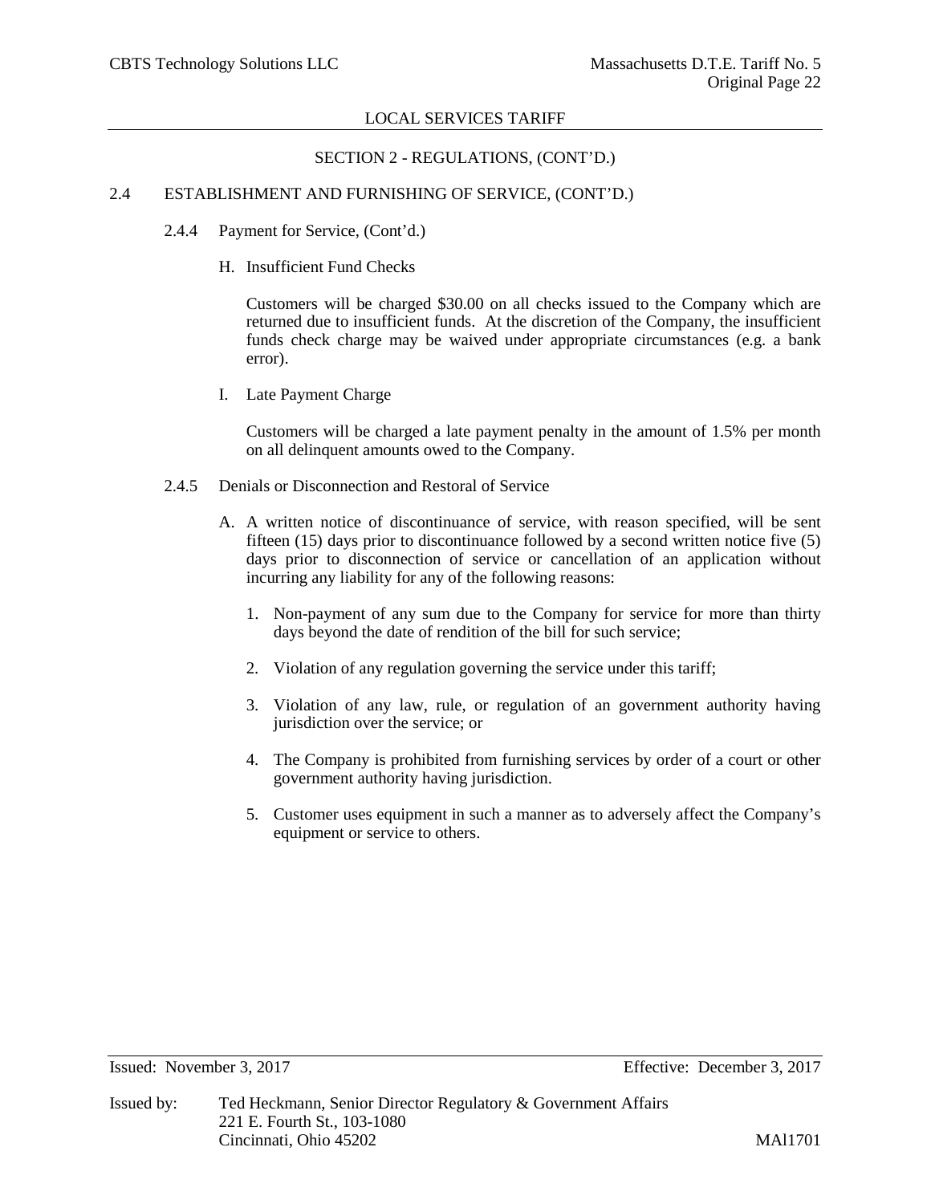## SECTION 2 - REGULATIONS, (CONT'D.)

### 2.4 ESTABLISHMENT AND FURNISHING OF SERVICE, (CONT'D.)

#### 2.4.4 Payment for Service, (Cont'd.)

H. Insufficient Fund Checks

Customers will be charged $30.00 on all checks issued to the Company which are returned due to insufficient funds. At the discretion of the Company, the insufficient funds check charge may be waived under appropriate circumstances (e.g. a bank error).

I. Late Payment Charge

Customers will be charged a late payment penalty in the amount of 1.5% per month on all delinquent amounts owed to the Company.

#### 2.4.5 Denials or Disconnection and Restoral of Service

A. A written notice of discontinuance of service, with reason specified, will be sent fifteen (15) days prior to discontinuance followed by a second written notice five (5) days prior to disconnection of service or cancellation of an application without incurring any liability for any of the following reasons:

1. Non-payment of any sum due to the Company for service for more than thirty days beyond the date of rendition of the bill for such service;

2. Violation of any regulation governing the service under this tariff;

3. Violation of any law, rule, or regulation of an government authority having jurisdiction over the service; or

4. The Company is prohibited from furnishing services by order of a court or other government authority having jurisdiction.

5. Customer uses equipment in such a manner as to adversely affect the Company's equipment or service to others.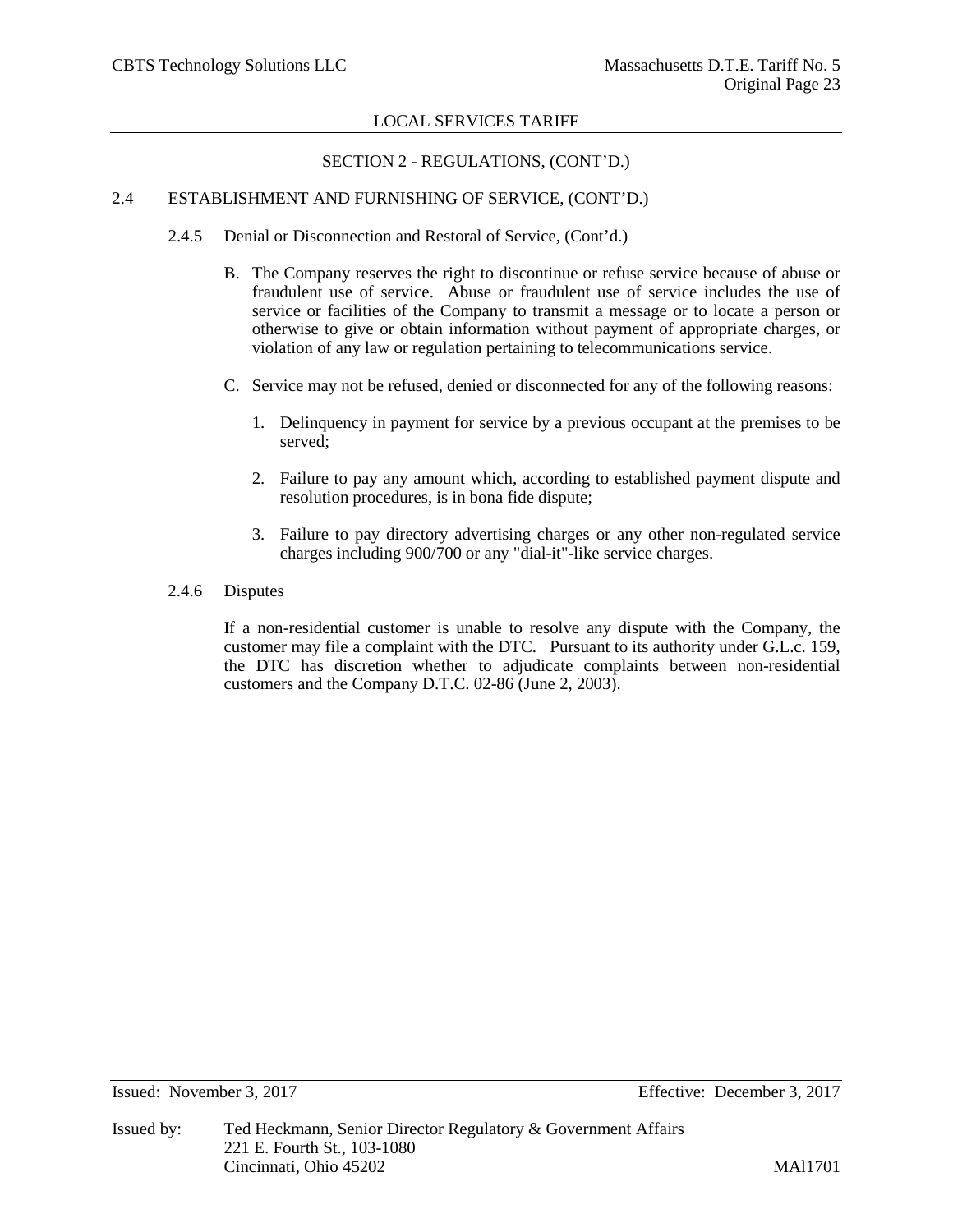## SECTION 2 - REGULATIONS, (CONT'D.)

### 2.4 ESTABLISHMENT AND FURNISHING OF SERVICE, (CONT'D.)

#### 2.4.5 Denial or Disconnection and Restoral of Service, (Cont'd.)

B. The Company reserves the right to discontinue or refuse service because of abuse or fraudulent use of service. Abuse or fraudulent use of service includes the use of service or facilities of the Company to transmit a message or to locate a person or otherwise to give or obtain information without payment of appropriate charges, or violation of any law or regulation pertaining to telecommunications service.

C. Service may not be refused, denied or disconnected for any of the following reasons:

1. Delinquency in payment for service by a previous occupant at the premises to be served;

2. Failure to pay any amount which, according to established payment dispute and resolution procedures, is in bona fide dispute;

3. Failure to pay directory advertising charges or any other non-regulated service charges including 900/700 or any "dial-it"-like service charges.

#### 2.4.6 Disputes

If a non-residential customer is unable to resolve any dispute with the Company, the customer may file a complaint with the DTC. Pursuant to its authority under G.L.c. 159, the DTC has discretion whether to adjudicate complaints between non-residential customers and the Company D.T.C. 02-86 (June 2, 2003).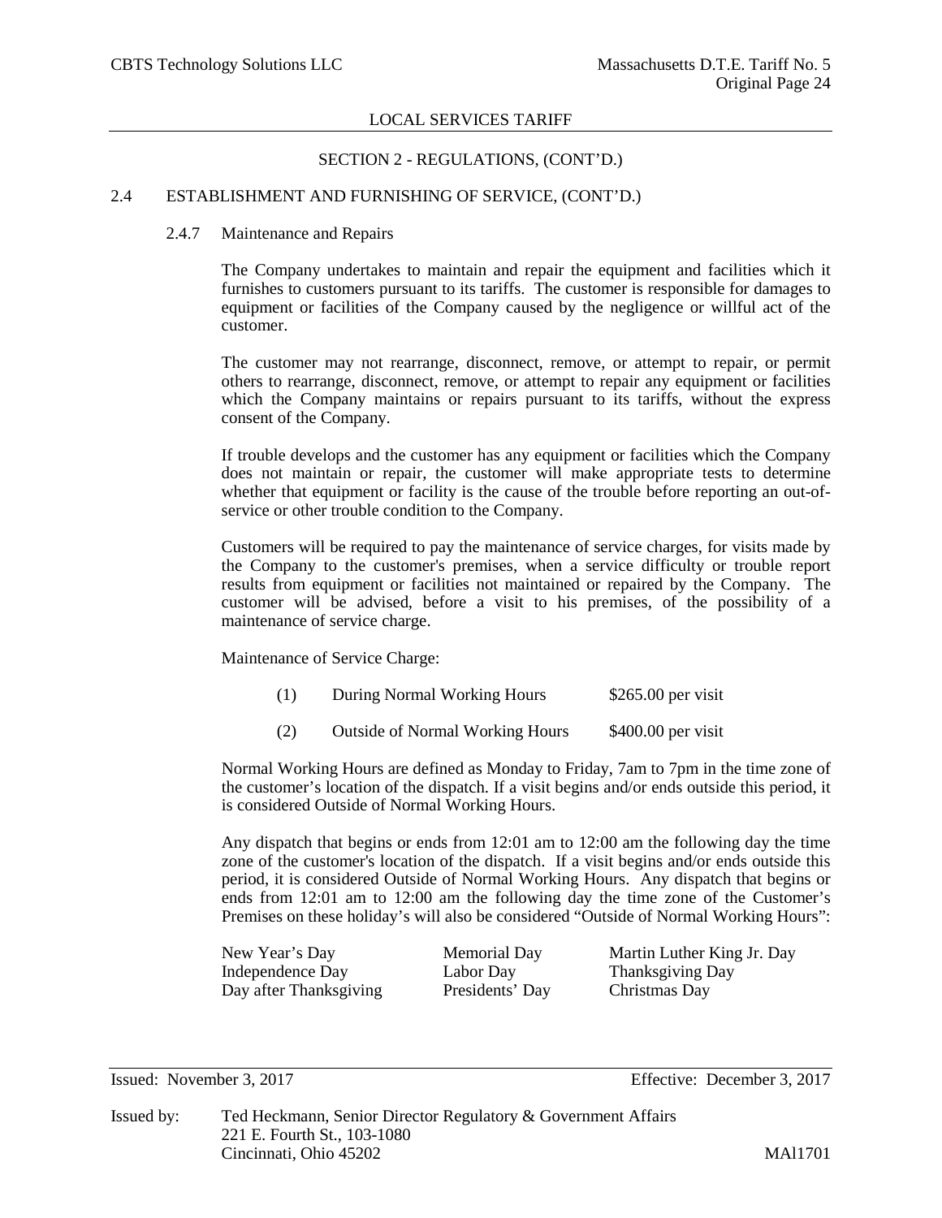## SECTION 2 - REGULATIONS, (CONT'D.)

### 2.4 ESTABLISHMENT AND FURNISHING OF SERVICE, (CONT'D.)

#### 2.4.7 Maintenance and Repairs

The Company undertakes to maintain and repair the equipment and facilities which it furnishes to customers pursuant to its tariffs. The customer is responsible for damages to equipment or facilities of the Company caused by the negligence or willful act of the customer.

The customer may not rearrange, disconnect, remove, or attempt to repair, or permit others to rearrange, disconnect, remove, or attempt to repair any equipment or facilities which the Company maintains or repairs pursuant to its tariffs, without the express consent of the Company.

If trouble develops and the customer has any equipment or facilities which the Company does not maintain or repair, the customer will make appropriate tests to determine whether that equipment or facility is the cause of the trouble before reporting an out-of-service or other trouble condition to the Company.

Customers will be required to pay the maintenance of service charges, for visits made by the Company to the customer's premises, when a service difficulty or trouble report results from equipment or facilities not maintained or repaired by the Company. The customer will be advised, before a visit to his premises, of the possibility of a maintenance of service charge.

Maintenance of Service Charge:

| | | |
|---|---|---|
| (1) | During Normal Working Hours | $265.00 per visit |
| (2) | Outside of Normal Working Hours | $400.00 per visit |

Normal Working Hours are defined as Monday to Friday, 7am to 7pm in the time zone of the customer's location of the dispatch. If a visit begins and/or ends outside this period, it is considered Outside of Normal Working Hours.

Any dispatch that begins or ends from 12:01 am to 12:00 am the following day the time zone of the customer's location of the dispatch. If a visit begins and/or ends outside this period, it is considered Outside of Normal Working Hours. Any dispatch that begins or ends from 12:01 am to 12:00 am the following day the time zone of the Customer's Premises on these holiday's will also be considered "Outside of Normal Working Hours":

| | | |
|---|---|---|
| New Year's Day | Memorial Day | Martin Luther King Jr. Day |
| Independence Day | Labor Day | Thanksgiving Day |
| Day after Thanksgiving | Presidents' Day | Christmas Day |

Issued: November 3, 2017 Effective: December 3, 2017

Issued by: Ted Heckmann, Senior Director Regulatory & Government Affairs
221 E. Fourth St., 103-1080
Cincinnati, Ohio 45202

MAl1701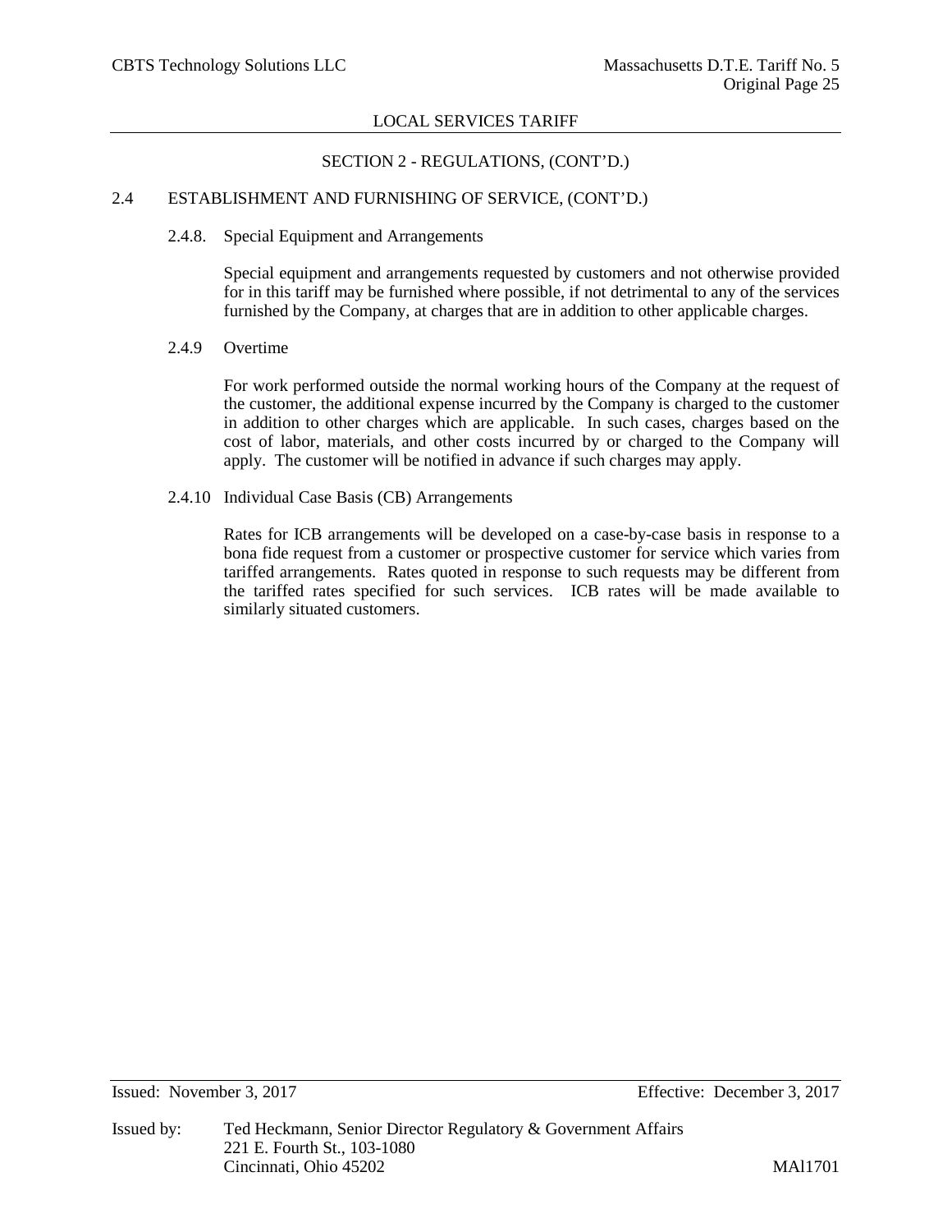## SECTION 2 - REGULATIONS, (CONT'D.)

### 2.4 ESTABLISHMENT AND FURNISHING OF SERVICE, (CONT'D.)

#### 2.4.8. Special Equipment and Arrangements

Special equipment and arrangements requested by customers and not otherwise provided for in this tariff may be furnished where possible, if not detrimental to any of the services furnished by the Company, at charges that are in addition to other applicable charges.

#### 2.4.9 Overtime

For work performed outside the normal working hours of the Company at the request of the customer, the additional expense incurred by the Company is charged to the customer in addition to other charges which are applicable. In such cases, charges based on the cost of labor, materials, and other costs incurred by or charged to the Company will apply. The customer will be notified in advance if such charges may apply.

#### 2.4.10 Individual Case Basis (CB) Arrangements

Rates for ICB arrangements will be developed on a case-by-case basis in response to a bona fide request from a customer or prospective customer for service which varies from tariffed arrangements. Rates quoted in response to such requests may be different from the tariffed rates specified for such services. ICB rates will be made available to similarly situated customers.

Issued: November 3, 2017 Effective: December 3, 2017

Issued by: Ted Heckmann, Senior Director Regulatory & Government Affairs
221 E. Fourth St., 103-1080
Cincinnati, Ohio 45202

MAl1701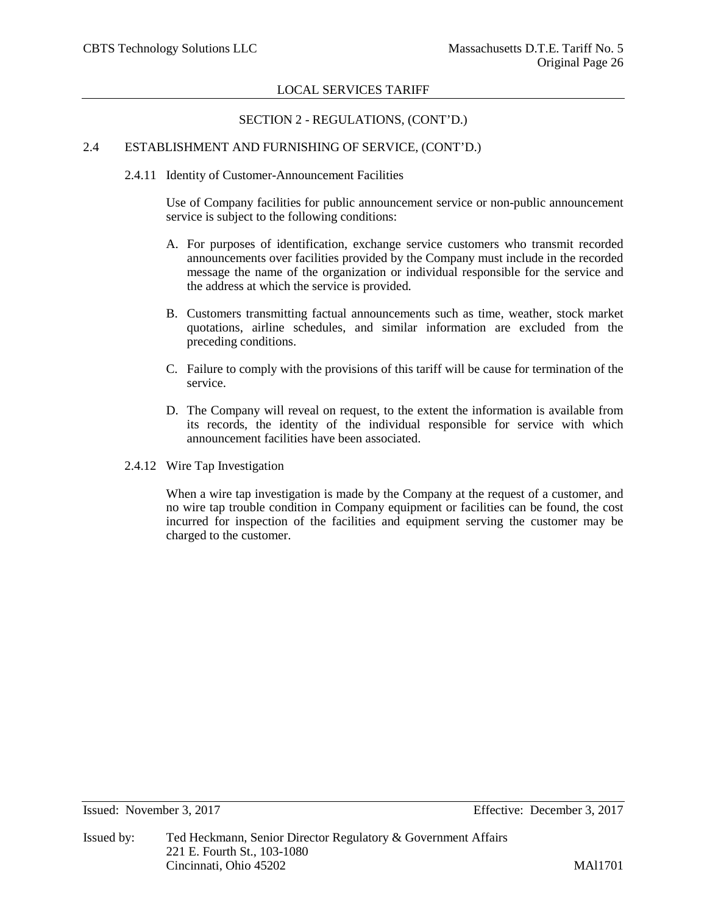## SECTION 2 - REGULATIONS, (CONT'D.)

### 2.4 ESTABLISHMENT AND FURNISHING OF SERVICE, (CONT'D.)

#### 2.4.11 Identity of Customer-Announcement Facilities

Use of Company facilities for public announcement service or non-public announcement service is subject to the following conditions:

A. For purposes of identification, exchange service customers who transmit recorded announcements over facilities provided by the Company must include in the recorded message the name of the organization or individual responsible for the service and the address at which the service is provided.

B. Customers transmitting factual announcements such as time, weather, stock market quotations, airline schedules, and similar information are excluded from the preceding conditions.

C. Failure to comply with the provisions of this tariff will be cause for termination of the service.

D. The Company will reveal on request, to the extent the information is available from its records, the identity of the individual responsible for service with which announcement facilities have been associated.

#### 2.4.12 Wire Tap Investigation

When a wire tap investigation is made by the Company at the request of a customer, and no wire tap trouble condition in Company equipment or facilities can be found, the cost incurred for inspection of the facilities and equipment serving the customer may be charged to the customer.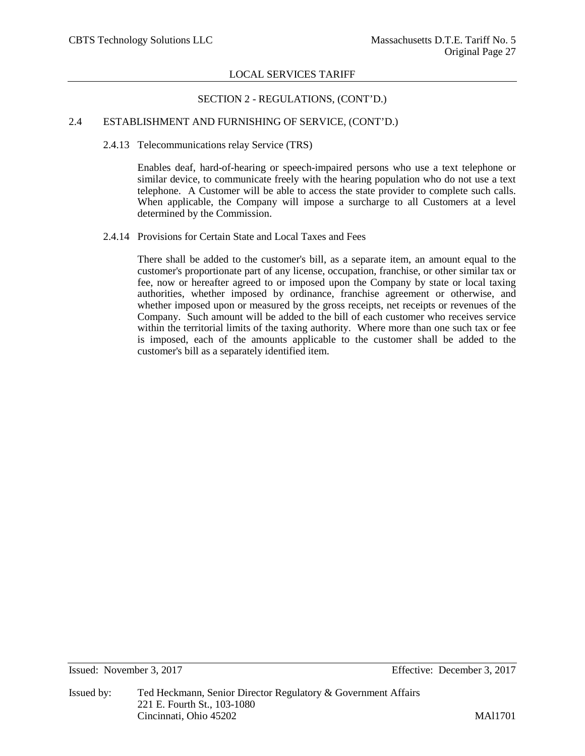SECTION 2 - REGULATIONS, (CONT'D.)

## 2.4 ESTABLISHMENT AND FURNISHING OF SERVICE, (CONT'D.)

### 2.4.13 Telecommunications relay Service (TRS)

Enables deaf, hard-of-hearing or speech-impaired persons who use a text telephone or similar device, to communicate freely with the hearing population who do not use a text telephone. A Customer will be able to access the state provider to complete such calls. When applicable, the Company will impose a surcharge to all Customers at a level determined by the Commission.

### 2.4.14 Provisions for Certain State and Local Taxes and Fees

There shall be added to the customer's bill, as a separate item, an amount equal to the customer's proportionate part of any license, occupation, franchise, or other similar tax or fee, now or hereafter agreed to or imposed upon the Company by state or local taxing authorities, whether imposed by ordinance, franchise agreement or otherwise, and whether imposed upon or measured by the gross receipts, net receipts or revenues of the Company. Such amount will be added to the bill of each customer who receives service within the territorial limits of the taxing authority. Where more than one such tax or fee is imposed, each of the amounts applicable to the customer shall be added to the customer's bill as a separately identified item.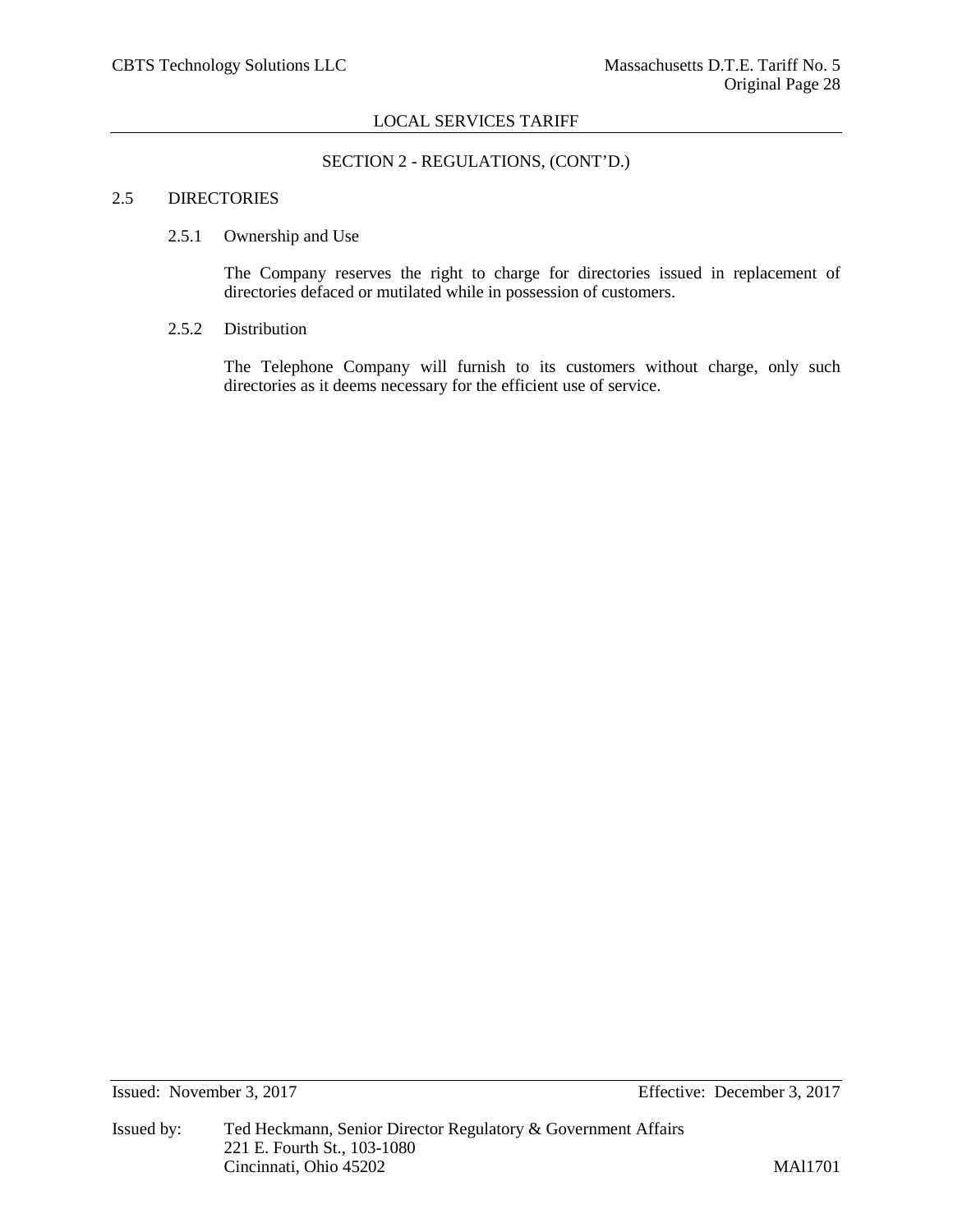## SECTION 2 - REGULATIONS, (CONT'D.)

### 2.5 DIRECTORIES

#### 2.5.1 Ownership and Use

The Company reserves the right to charge for directories issued in replacement of directories defaced or mutilated while in possession of customers.

#### 2.5.2 Distribution

The Telephone Company will furnish to its customers without charge, only such directories as it deems necessary for the efficient use of service.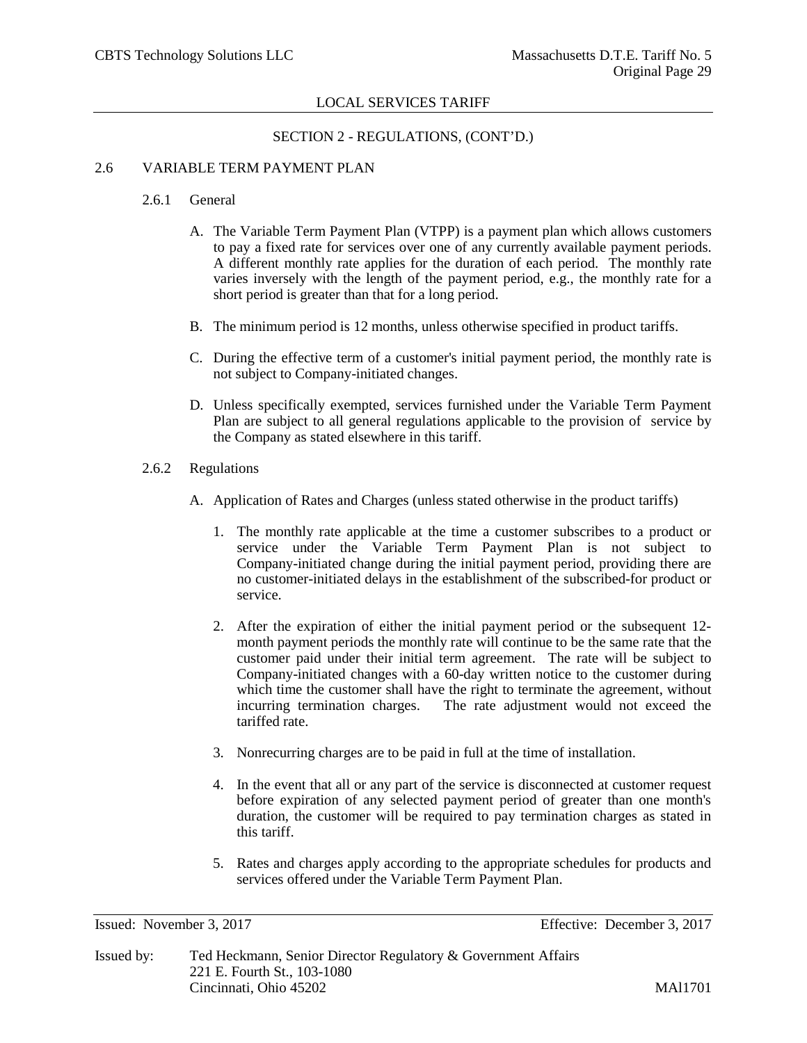## SECTION 2 - REGULATIONS, (CONT'D.)

### 2.6 VARIABLE TERM PAYMENT PLAN

#### 2.6.1 General

A. The Variable Term Payment Plan (VTPP) is a payment plan which allows customers to pay a fixed rate for services over one of any currently available payment periods. A different monthly rate applies for the duration of each period. The monthly rate varies inversely with the length of the payment period, e.g., the monthly rate for a short period is greater than that for a long period.

B. The minimum period is 12 months, unless otherwise specified in product tariffs.

C. During the effective term of a customer's initial payment period, the monthly rate is not subject to Company-initiated changes.

D. Unless specifically exempted, services furnished under the Variable Term Payment Plan are subject to all general regulations applicable to the provision of service by the Company as stated elsewhere in this tariff.

#### 2.6.2 Regulations

A. Application of Rates and Charges (unless stated otherwise in the product tariffs)

1. The monthly rate applicable at the time a customer subscribes to a product or service under the Variable Term Payment Plan is not subject to Company-initiated change during the initial payment period, providing there are no customer-initiated delays in the establishment of the subscribed-for product or service.

2. After the expiration of either the initial payment period or the subsequent 12-month payment periods the monthly rate will continue to be the same rate that the customer paid under their initial term agreement. The rate will be subject to Company-initiated changes with a 60-day written notice to the customer during which time the customer shall have the right to terminate the agreement, without incurring termination charges. The rate adjustment would not exceed the tariffed rate.

3. Nonrecurring charges are to be paid in full at the time of installation.

4. In the event that all or any part of the service is disconnected at customer request before expiration of any selected payment period of greater than one month's duration, the customer will be required to pay termination charges as stated in this tariff.

5. Rates and charges apply according to the appropriate schedules for products and services offered under the Variable Term Payment Plan.

Issued: November 3, 2017 Effective: December 3, 2017

Issued by: Ted Heckmann, Senior Director Regulatory & Government Affairs
221 E. Fourth St., 103-1080
Cincinnati, Ohio 45202

MAl1701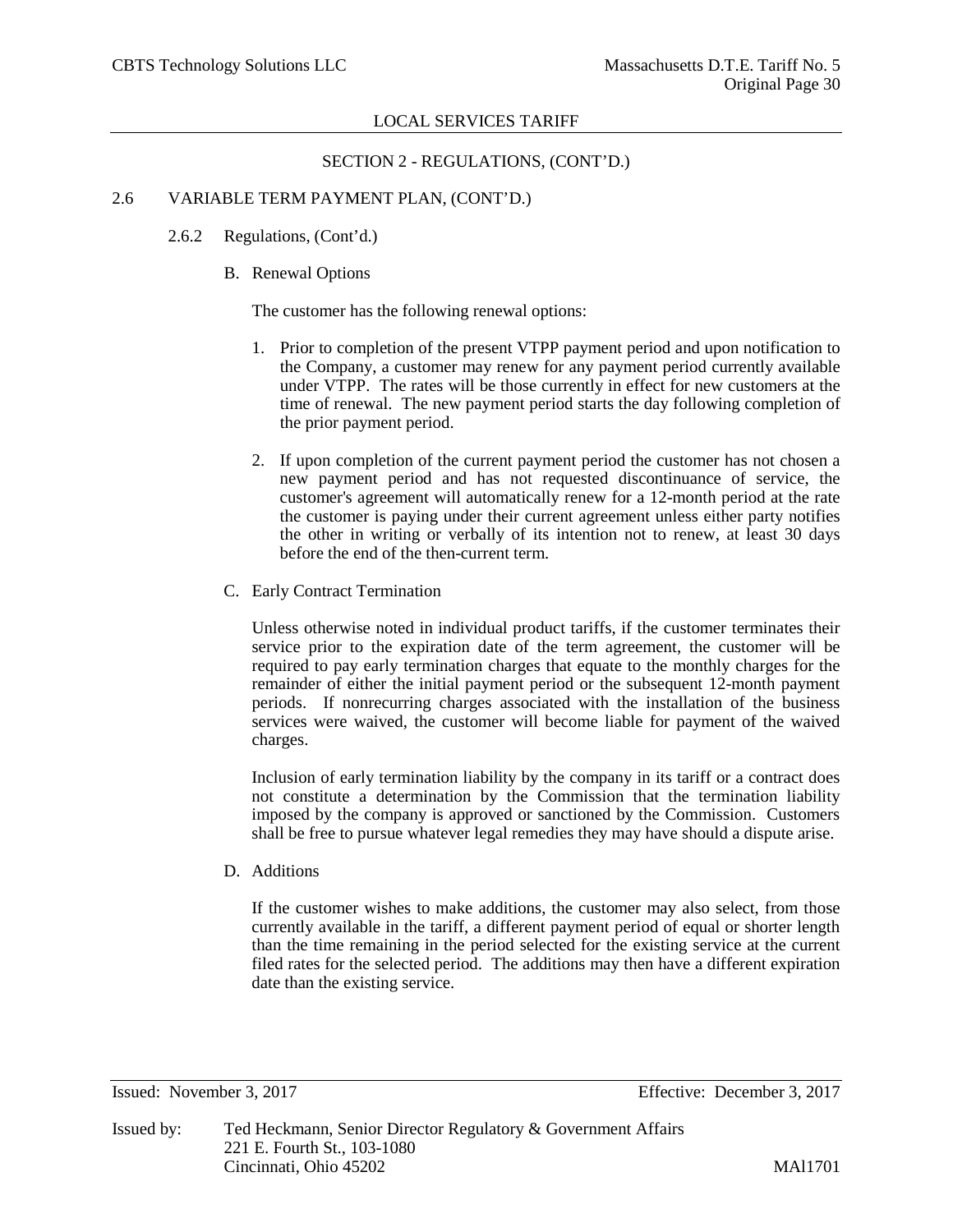## SECTION 2 - REGULATIONS, (CONT'D.)

### 2.6 VARIABLE TERM PAYMENT PLAN, (CONT'D.)

#### 2.6.2 Regulations, (Cont'd.)

B. Renewal Options

The customer has the following renewal options:

1. Prior to completion of the present VTPP payment period and upon notification to the Company, a customer may renew for any payment period currently available under VTPP. The rates will be those currently in effect for new customers at the time of renewal. The new payment period starts the day following completion of the prior payment period.

2. If upon completion of the current payment period the customer has not chosen a new payment period and has not requested discontinuance of service, the customer's agreement will automatically renew for a 12-month period at the rate the customer is paying under their current agreement unless either party notifies the other in writing or verbally of its intention not to renew, at least 30 days before the end of the then-current term.

C. Early Contract Termination

Unless otherwise noted in individual product tariffs, if the customer terminates their service prior to the expiration date of the term agreement, the customer will be required to pay early termination charges that equate to the monthly charges for the remainder of either the initial payment period or the subsequent 12-month payment periods. If nonrecurring charges associated with the installation of the business services were waived, the customer will become liable for payment of the waived charges.

Inclusion of early termination liability by the company in its tariff or a contract does not constitute a determination by the Commission that the termination liability imposed by the company is approved or sanctioned by the Commission. Customers shall be free to pursue whatever legal remedies they may have should a dispute arise.

D. Additions

If the customer wishes to make additions, the customer may also select, from those currently available in the tariff, a different payment period of equal or shorter length than the time remaining in the period selected for the existing service at the current filed rates for the selected period. The additions may then have a different expiration date than the existing service.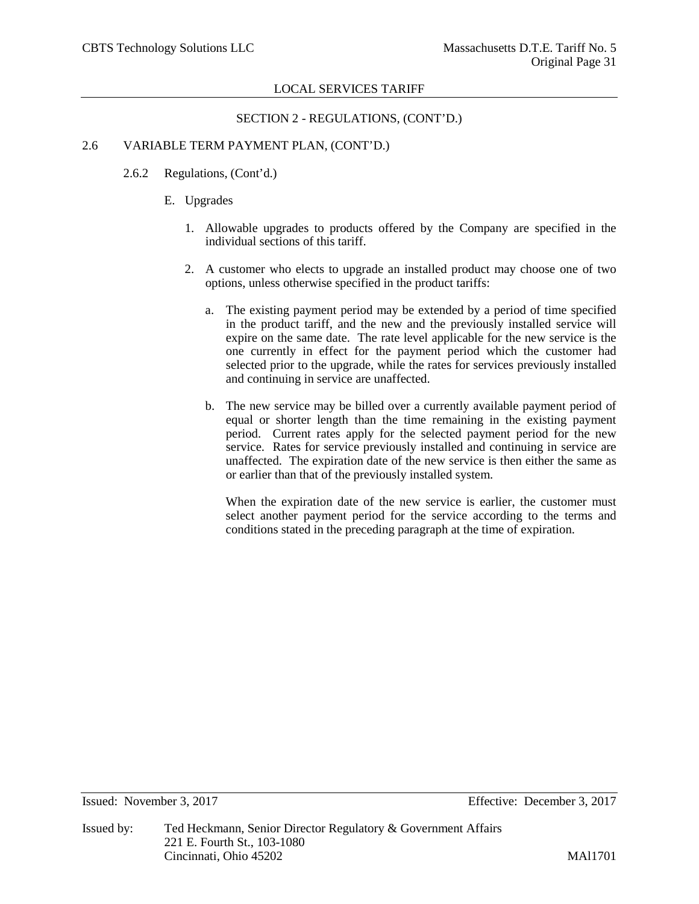## SECTION 2 - REGULATIONS, (CONT'D.)

### 2.6 VARIABLE TERM PAYMENT PLAN, (CONT'D.)

#### 2.6.2 Regulations, (Cont'd.)

E. Upgrades

1. Allowable upgrades to products offered by the Company are specified in the individual sections of this tariff.

2. A customer who elects to upgrade an installed product may choose one of two options, unless otherwise specified in the product tariffs:

   a. The existing payment period may be extended by a period of time specified in the product tariff, and the new and the previously installed service will expire on the same date. The rate level applicable for the new service is the one currently in effect for the payment period which the customer had selected prior to the upgrade, while the rates for services previously installed and continuing in service are unaffected.

   b. The new service may be billed over a currently available payment period of equal or shorter length than the time remaining in the existing payment period. Current rates apply for the selected payment period for the new service. Rates for service previously installed and continuing in service are unaffected. The expiration date of the new service is then either the same as or earlier than that of the previously installed system.

      When the expiration date of the new service is earlier, the customer must select another payment period for the service according to the terms and conditions stated in the preceding paragraph at the time of expiration.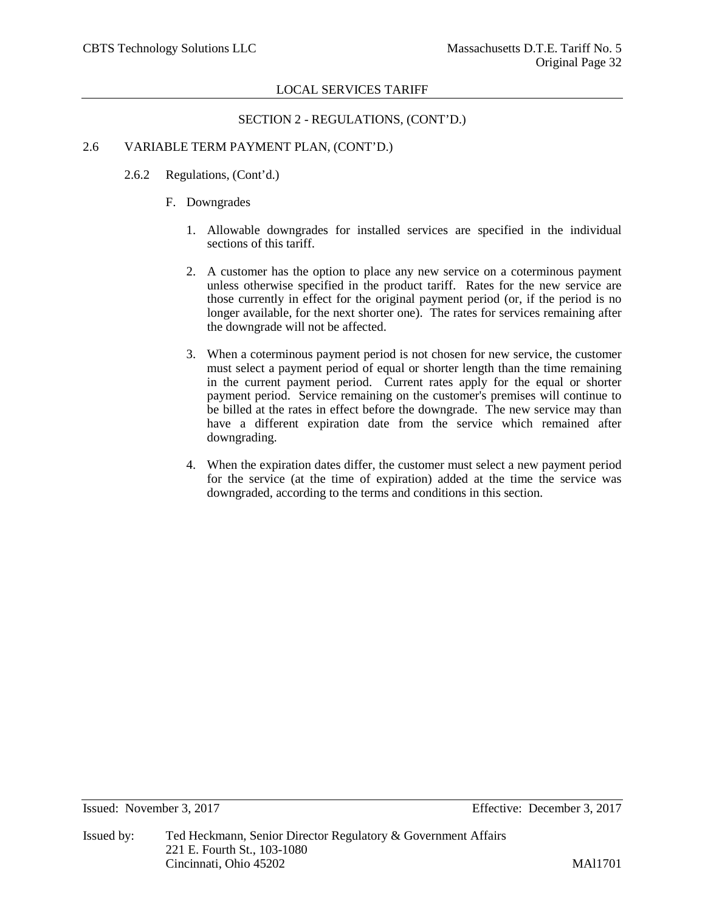SECTION 2 - REGULATIONS, (CONT'D.)

2.6 VARIABLE TERM PAYMENT PLAN, (CONT'D.)

2.6.2 Regulations, (Cont'd.)

F. Downgrades

1. Allowable downgrades for installed services are specified in the individual sections of this tariff.

2. A customer has the option to place any new service on a coterminous payment unless otherwise specified in the product tariff. Rates for the new service are those currently in effect for the original payment period (or, if the period is no longer available, for the next shorter one). The rates for services remaining after the downgrade will not be affected.

3. When a coterminous payment period is not chosen for new service, the customer must select a payment period of equal or shorter length than the time remaining in the current payment period. Current rates apply for the equal or shorter payment period. Service remaining on the customer's premises will continue to be billed at the rates in effect before the downgrade. The new service may than have a different expiration date from the service which remained after downgrading.

4. When the expiration dates differ, the customer must select a new payment period for the service (at the time of expiration) added at the time the service was downgraded, according to the terms and conditions in this section.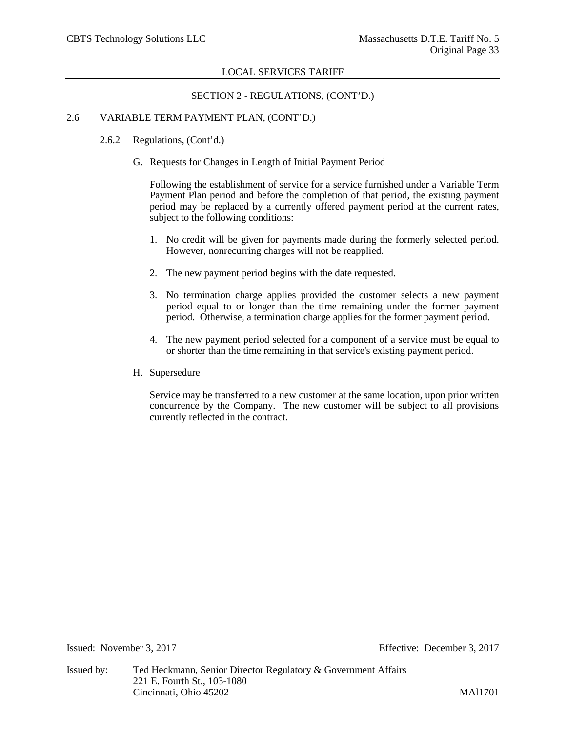## SECTION 2 - REGULATIONS, (CONT'D.)

### 2.6 VARIABLE TERM PAYMENT PLAN, (CONT'D.)

#### 2.6.2 Regulations, (Cont'd.)

G. Requests for Changes in Length of Initial Payment Period

Following the establishment of service for a service furnished under a Variable Term Payment Plan period and before the completion of that period, the existing payment period may be replaced by a currently offered payment period at the current rates, subject to the following conditions:

1. No credit will be given for payments made during the formerly selected period. However, nonrecurring charges will not be reapplied.

2. The new payment period begins with the date requested.

3. No termination charge applies provided the customer selects a new payment period equal to or longer than the time remaining under the former payment period. Otherwise, a termination charge applies for the former payment period.

4. The new payment period selected for a component of a service must be equal to or shorter than the time remaining in that service's existing payment period.

H. Supersedure

Service may be transferred to a new customer at the same location, upon prior written concurrence by the Company. The new customer will be subject to all provisions currently reflected in the contract.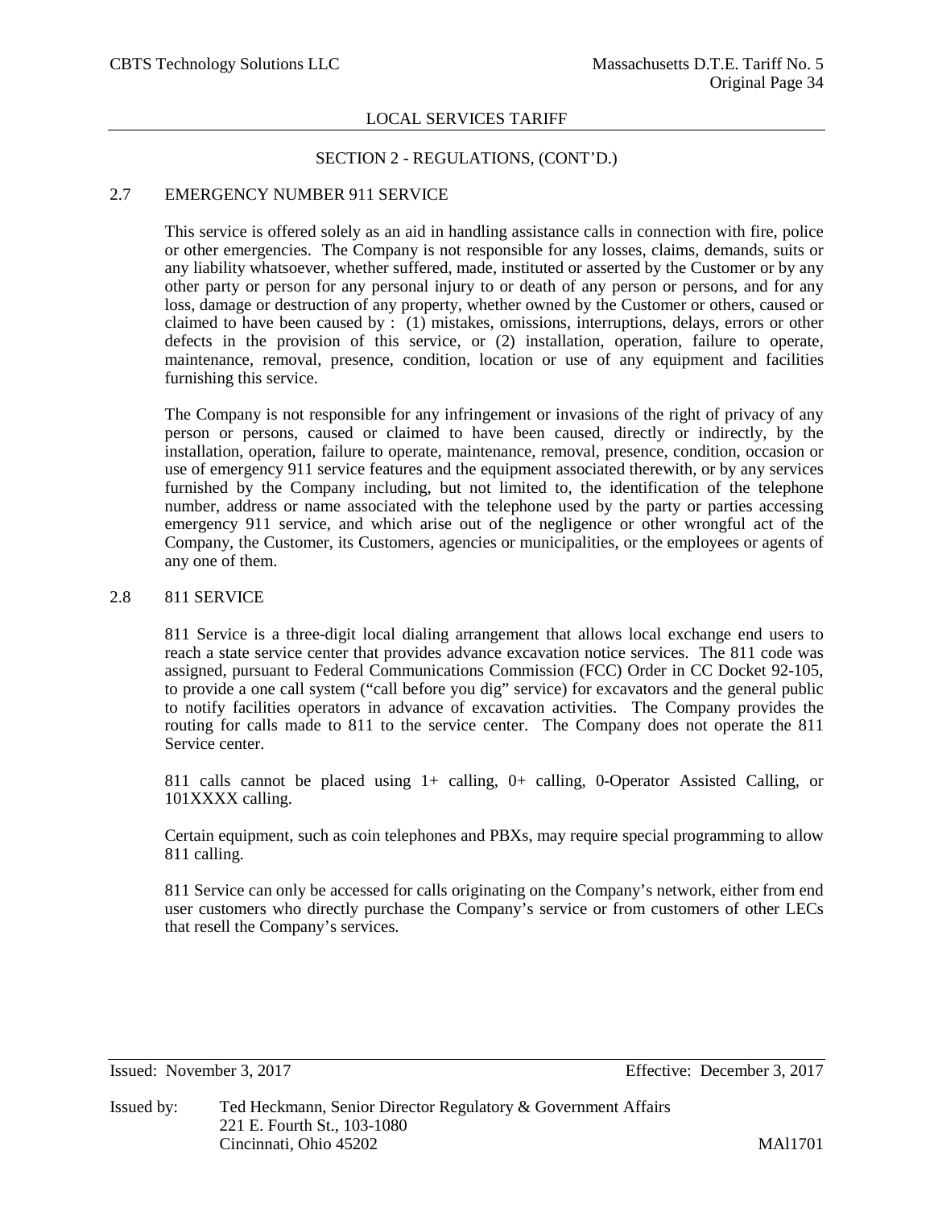## SECTION 2 - REGULATIONS, (CONT'D.)

### 2.7 EMERGENCY NUMBER 911 SERVICE

This service is offered solely as an aid in handling assistance calls in connection with fire, police or other emergencies. The Company is not responsible for any losses, claims, demands, suits or any liability whatsoever, whether suffered, made, instituted or asserted by the Customer or by any other party or person for any personal injury to or death of any person or persons, and for any loss, damage or destruction of any property, whether owned by the Customer or others, caused or claimed to have been caused by : (1) mistakes, omissions, interruptions, delays, errors or other defects in the provision of this service, or (2) installation, operation, failure to operate, maintenance, removal, presence, condition, location or use of any equipment and facilities furnishing this service.

The Company is not responsible for any infringement or invasions of the right of privacy of any person or persons, caused or claimed to have been caused, directly or indirectly, by the installation, operation, failure to operate, maintenance, removal, presence, condition, occasion or use of emergency 911 service features and the equipment associated therewith, or by any services furnished by the Company including, but not limited to, the identification of the telephone number, address or name associated with the telephone used by the party or parties accessing emergency 911 service, and which arise out of the negligence or other wrongful act of the Company, the Customer, its Customers, agencies or municipalities, or the employees or agents of any one of them.

### 2.8 811 SERVICE

811 Service is a three-digit local dialing arrangement that allows local exchange end users to reach a state service center that provides advance excavation notice services. The 811 code was assigned, pursuant to Federal Communications Commission (FCC) Order in CC Docket 92-105, to provide a one call system ("call before you dig" service) for excavators and the general public to notify facilities operators in advance of excavation activities. The Company provides the routing for calls made to 811 to the service center. The Company does not operate the 811 Service center.

811 calls cannot be placed using 1+ calling, 0+ calling, 0-Operator Assisted Calling, or 101XXXX calling.

Certain equipment, such as coin telephones and PBXs, may require special programming to allow 811 calling.

811 Service can only be accessed for calls originating on the Company's network, either from end user customers who directly purchase the Company's service or from customers of other LECs that resell the Company's services.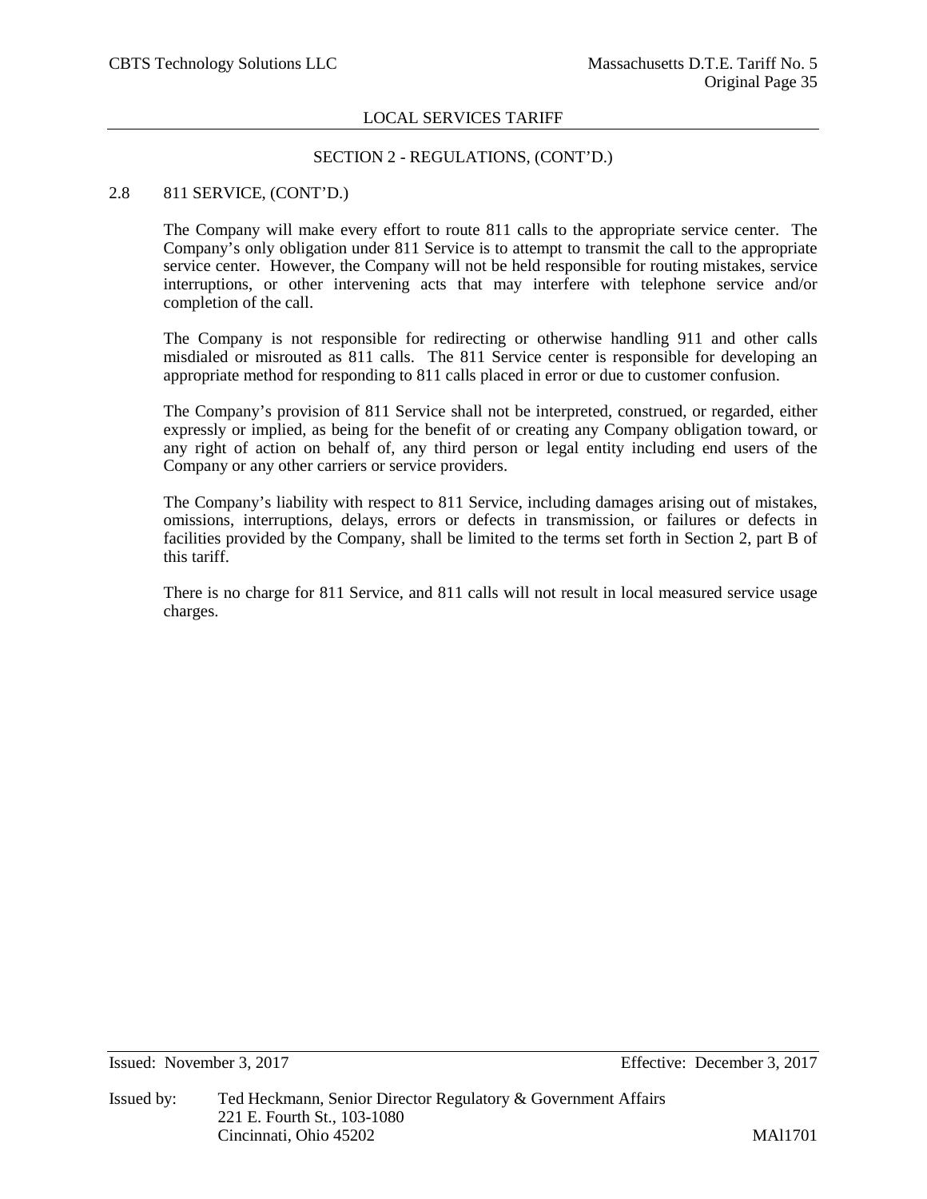## SECTION 2 - REGULATIONS, (CONT'D.)

### 2.8 811 SERVICE, (CONT'D.)

The Company will make every effort to route 811 calls to the appropriate service center. The Company's only obligation under 811 Service is to attempt to transmit the call to the appropriate service center. However, the Company will not be held responsible for routing mistakes, service interruptions, or other intervening acts that may interfere with telephone service and/or completion of the call.

The Company is not responsible for redirecting or otherwise handling 911 and other calls misdialed or misrouted as 811 calls. The 811 Service center is responsible for developing an appropriate method for responding to 811 calls placed in error or due to customer confusion.

The Company's provision of 811 Service shall not be interpreted, construed, or regarded, either expressly or implied, as being for the benefit of or creating any Company obligation toward, or any right of action on behalf of, any third person or legal entity including end users of the Company or any other carriers or service providers.

The Company's liability with respect to 811 Service, including damages arising out of mistakes, omissions, interruptions, delays, errors or defects in transmission, or failures or defects in facilities provided by the Company, shall be limited to the terms set forth in Section 2, part B of this tariff.

There is no charge for 811 Service, and 811 calls will not result in local measured service usage charges.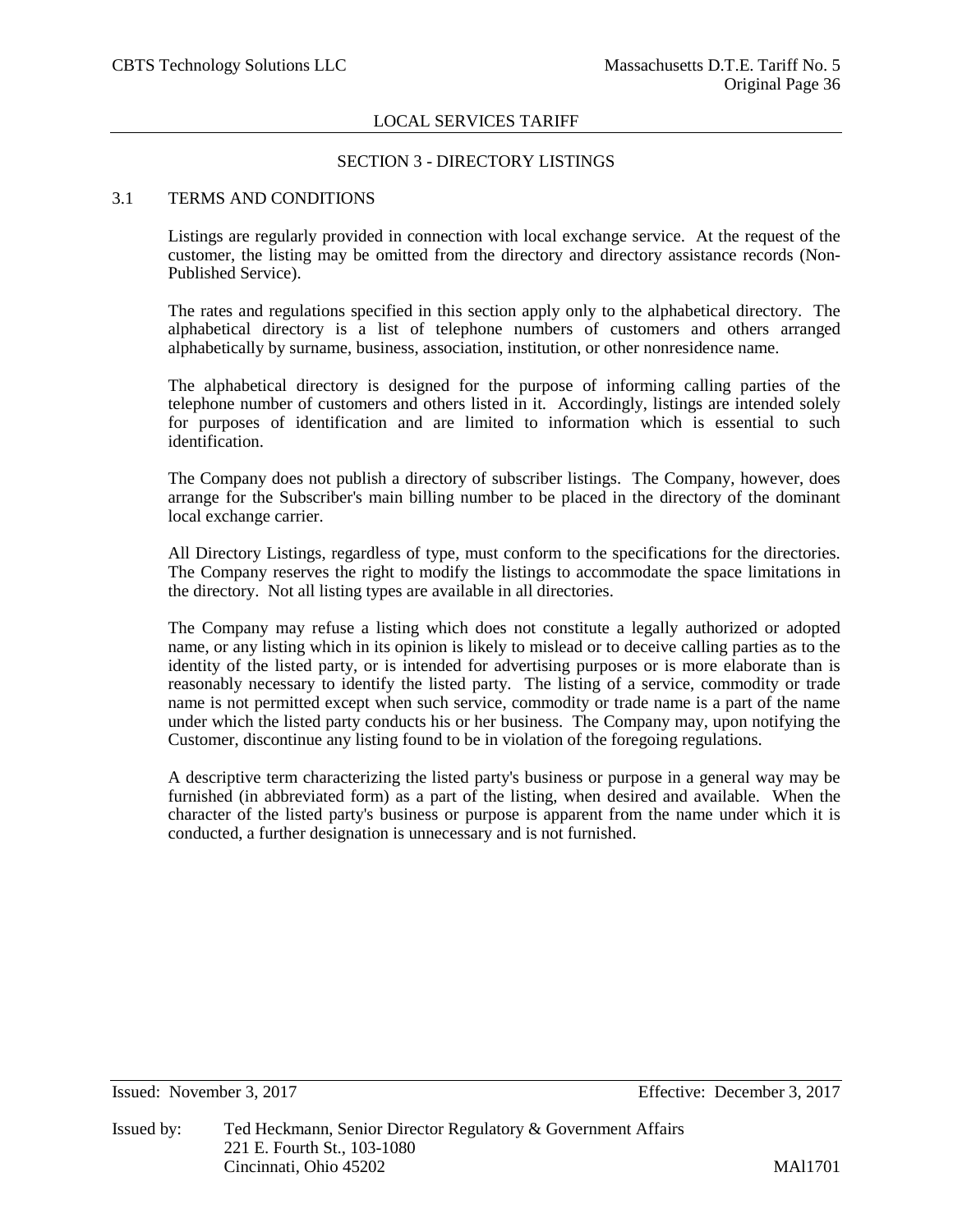## SECTION 3 - DIRECTORY LISTINGS

### 3.1 TERMS AND CONDITIONS

Listings are regularly provided in connection with local exchange service. At the request of the customer, the listing may be omitted from the directory and directory assistance records (Non-Published Service).

The rates and regulations specified in this section apply only to the alphabetical directory. The alphabetical directory is a list of telephone numbers of customers and others arranged alphabetically by surname, business, association, institution, or other nonresidence name.

The alphabetical directory is designed for the purpose of informing calling parties of the telephone number of customers and others listed in it. Accordingly, listings are intended solely for purposes of identification and are limited to information which is essential to such identification.

The Company does not publish a directory of subscriber listings. The Company, however, does arrange for the Subscriber's main billing number to be placed in the directory of the dominant local exchange carrier.

All Directory Listings, regardless of type, must conform to the specifications for the directories. The Company reserves the right to modify the listings to accommodate the space limitations in the directory. Not all listing types are available in all directories.

The Company may refuse a listing which does not constitute a legally authorized or adopted name, or any listing which in its opinion is likely to mislead or to deceive calling parties as to the identity of the listed party, or is intended for advertising purposes or is more elaborate than is reasonably necessary to identify the listed party. The listing of a service, commodity or trade name is not permitted except when such service, commodity or trade name is a part of the name under which the listed party conducts his or her business. The Company may, upon notifying the Customer, discontinue any listing found to be in violation of the foregoing regulations.

A descriptive term characterizing the listed party's business or purpose in a general way may be furnished (in abbreviated form) as a part of the listing, when desired and available. When the character of the listed party's business or purpose is apparent from the name under which it is conducted, a further designation is unnecessary and is not furnished.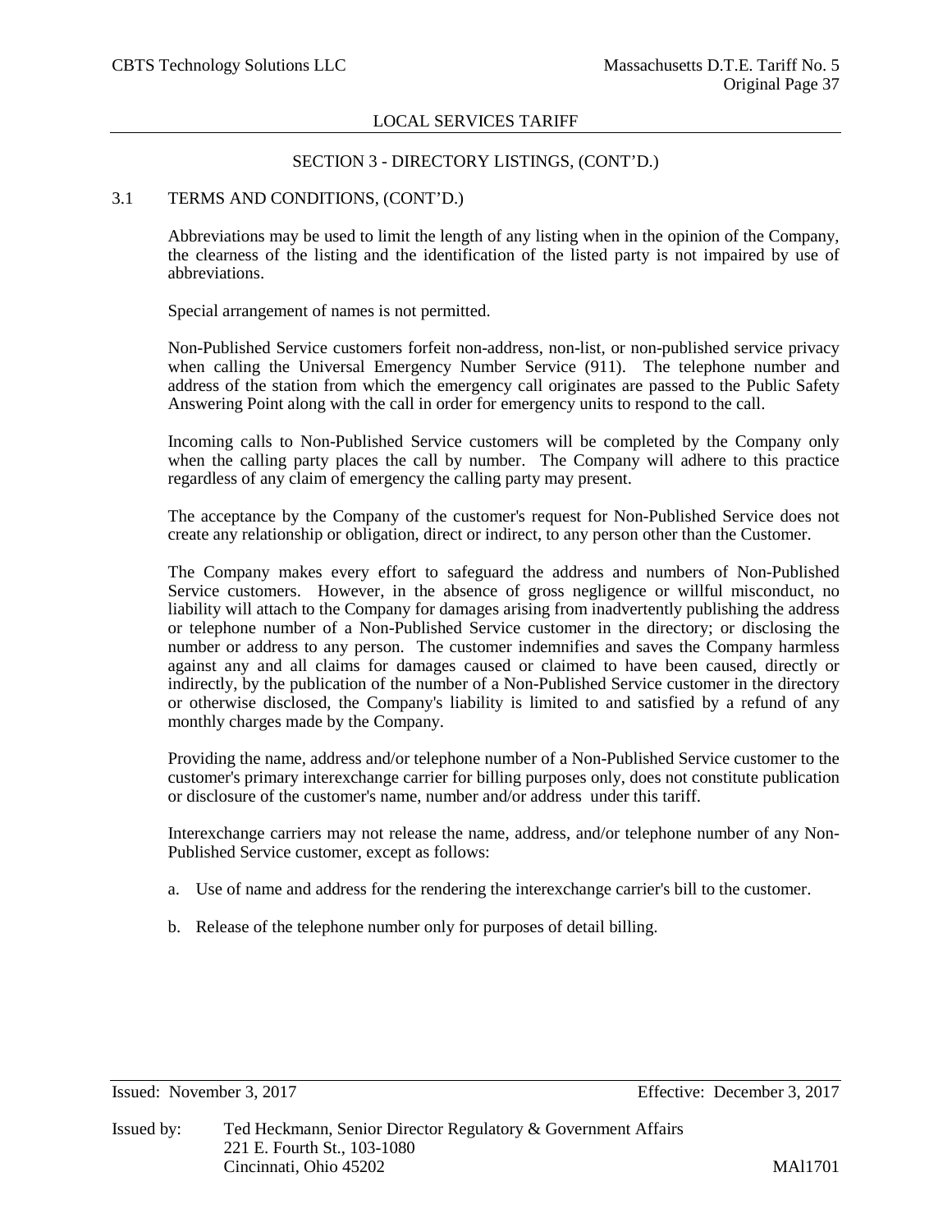## SECTION 3 - DIRECTORY LISTINGS, (CONT'D.)

### 3.1 TERMS AND CONDITIONS, (CONT'D.)

Abbreviations may be used to limit the length of any listing when in the opinion of the Company, the clearness of the listing and the identification of the listed party is not impaired by use of abbreviations.

Special arrangement of names is not permitted.

Non-Published Service customers forfeit non-address, non-list, or non-published service privacy when calling the Universal Emergency Number Service (911). The telephone number and address of the station from which the emergency call originates are passed to the Public Safety Answering Point along with the call in order for emergency units to respond to the call.

Incoming calls to Non-Published Service customers will be completed by the Company only when the calling party places the call by number. The Company will adhere to this practice regardless of any claim of emergency the calling party may present.

The acceptance by the Company of the customer's request for Non-Published Service does not create any relationship or obligation, direct or indirect, to any person other than the Customer.

The Company makes every effort to safeguard the address and numbers of Non-Published Service customers. However, in the absence of gross negligence or willful misconduct, no liability will attach to the Company for damages arising from inadvertently publishing the address or telephone number of a Non-Published Service customer in the directory; or disclosing the number or address to any person. The customer indemnifies and saves the Company harmless against any and all claims for damages caused or claimed to have been caused, directly or indirectly, by the publication of the number of a Non-Published Service customer in the directory or otherwise disclosed, the Company's liability is limited to and satisfied by a refund of any monthly charges made by the Company.

Providing the name, address and/or telephone number of a Non-Published Service customer to the customer's primary interexchange carrier for billing purposes only, does not constitute publication or disclosure of the customer's name, number and/or address under this tariff.

Interexchange carriers may not release the name, address, and/or telephone number of any Non-Published Service customer, except as follows:

a. Use of name and address for the rendering the interexchange carrier's bill to the customer.

b. Release of the telephone number only for purposes of detail billing.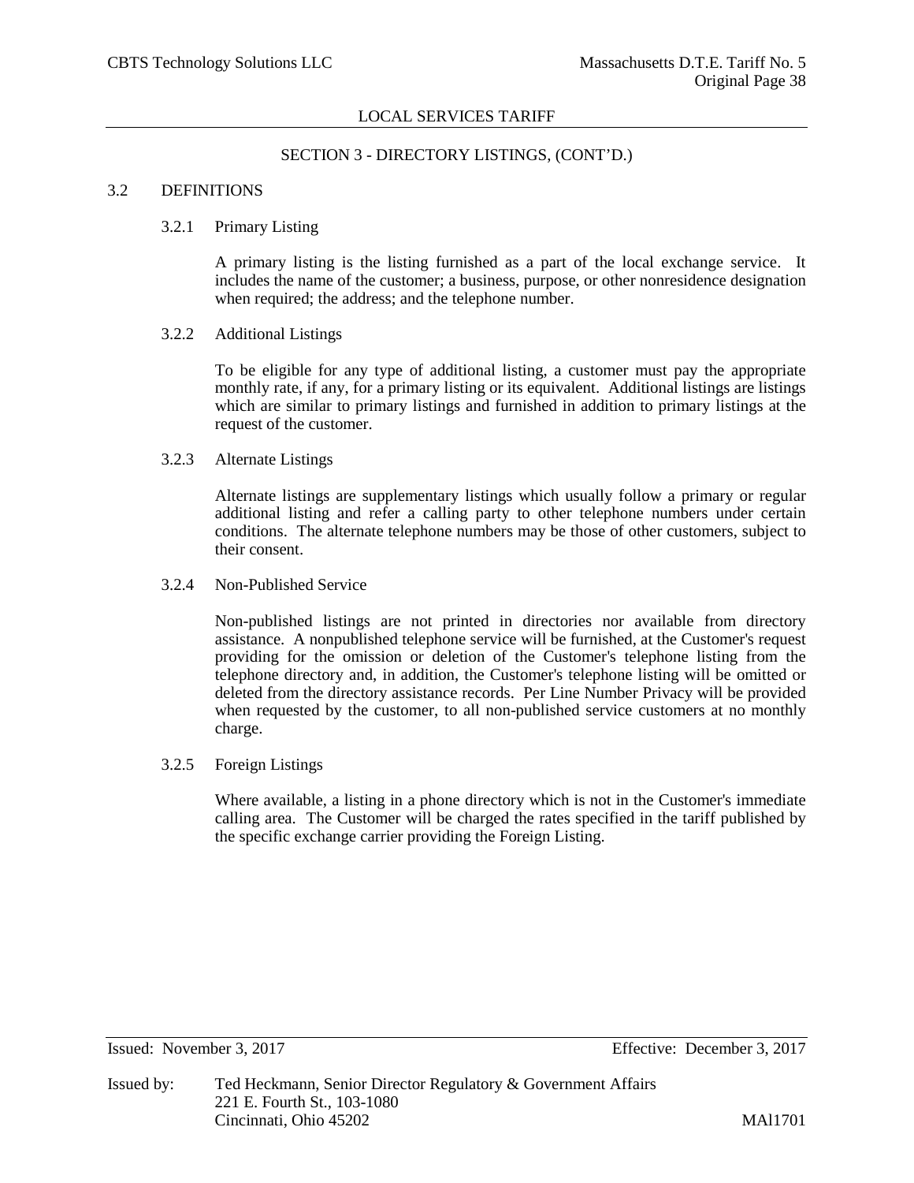## SECTION 3 - DIRECTORY LISTINGS, (CONT'D.)

### 3.2 DEFINITIONS

#### 3.2.1 Primary Listing

A primary listing is the listing furnished as a part of the local exchange service. It includes the name of the customer; a business, purpose, or other nonresidence designation when required; the address; and the telephone number.

#### 3.2.2 Additional Listings

To be eligible for any type of additional listing, a customer must pay the appropriate monthly rate, if any, for a primary listing or its equivalent. Additional listings are listings which are similar to primary listings and furnished in addition to primary listings at the request of the customer.

#### 3.2.3 Alternate Listings

Alternate listings are supplementary listings which usually follow a primary or regular additional listing and refer a calling party to other telephone numbers under certain conditions. The alternate telephone numbers may be those of other customers, subject to their consent.

#### 3.2.4 Non-Published Service

Non-published listings are not printed in directories nor available from directory assistance. A nonpublished telephone service will be furnished, at the Customer's request providing for the omission or deletion of the Customer's telephone listing from the telephone directory and, in addition, the Customer's telephone listing will be omitted or deleted from the directory assistance records. Per Line Number Privacy will be provided when requested by the customer, to all non-published service customers at no monthly charge.

#### 3.2.5 Foreign Listings

Where available, a listing in a phone directory which is not in the Customer's immediate calling area. The Customer will be charged the rates specified in the tariff published by the specific exchange carrier providing the Foreign Listing.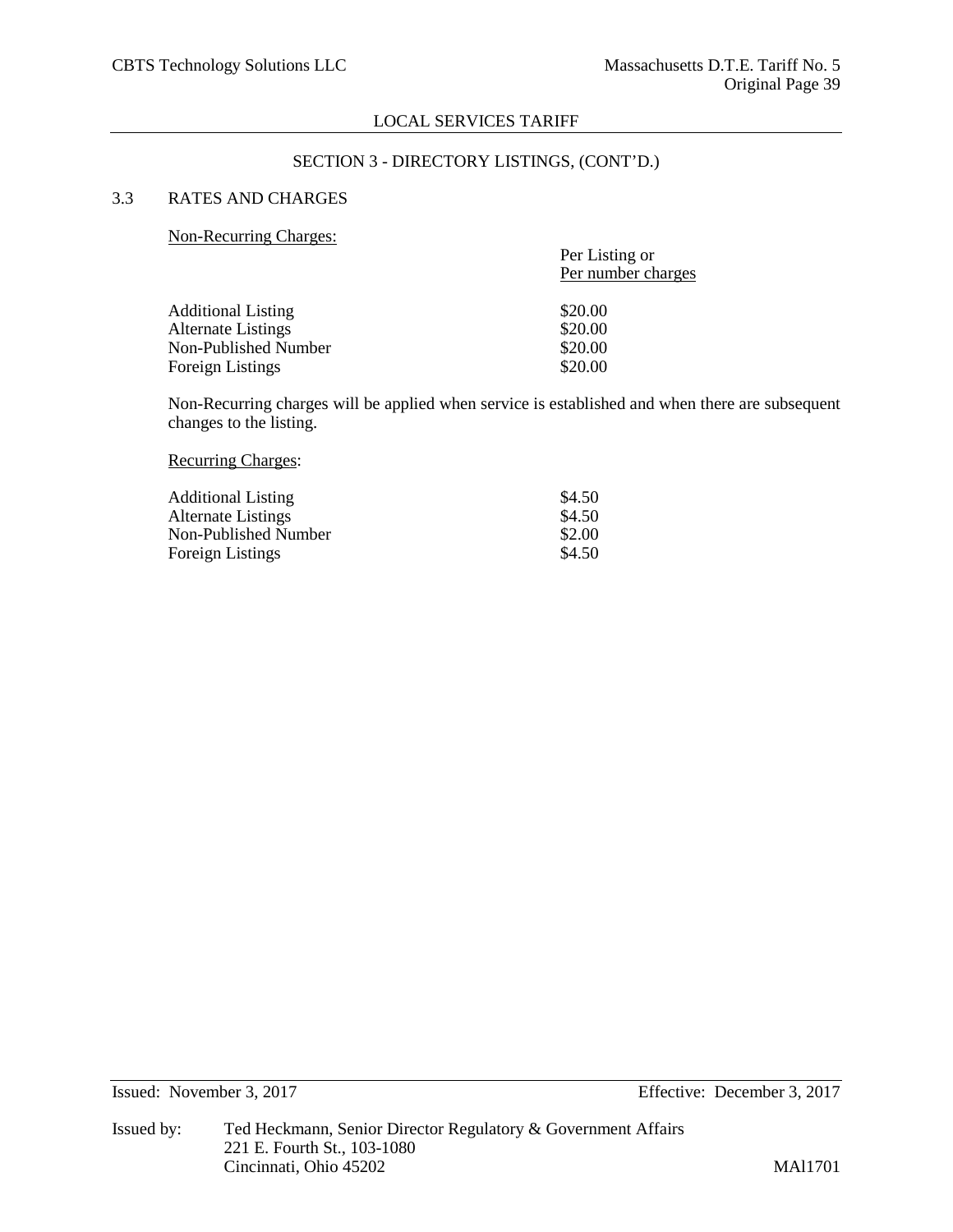LOCAL SERVICES TARIFF

SECTION 3 - DIRECTORY LISTINGS, (CONT'D.)

## 3.3 RATES AND CHARGES

Non-Recurring Charges:

| | Per Listing or Per number charges |
|---|---|
| Additional Listing | \$20.00 |
| Alternate Listings | \$20.00 |
| Non-Published Number | \$20.00 |
| Foreign Listings | \$20.00 |

Non-Recurring charges will be applied when service is established and when there are subsequent changes to the listing.

Recurring Charges:

| | |
|---|---|
| Additional Listing | \$4.50 |
| Alternate Listings | \$4.50 |
| Non-Published Number | \$2.00 |
| Foreign Listings | \$4.50 |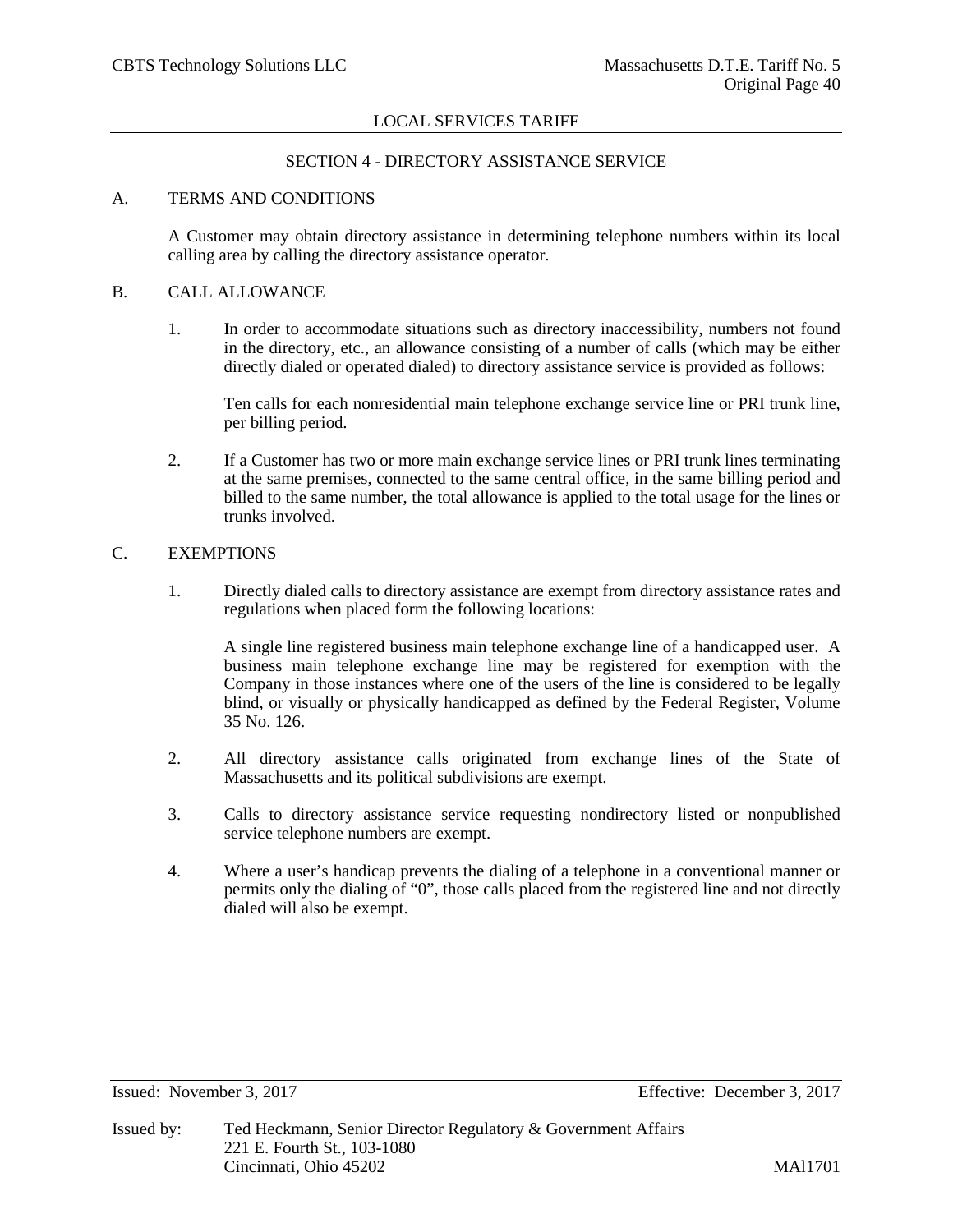LOCAL SERVICES TARIFF

## SECTION 4 - DIRECTORY ASSISTANCE SERVICE

### A. TERMS AND CONDITIONS

A Customer may obtain directory assistance in determining telephone numbers within its local calling area by calling the directory assistance operator.

### B. CALL ALLOWANCE

1. In order to accommodate situations such as directory inaccessibility, numbers not found in the directory, etc., an allowance consisting of a number of calls (which may be either directly dialed or operated dialed) to directory assistance service is provided as follows:

   Ten calls for each nonresidential main telephone exchange service line or PRI trunk line, per billing period.

2. If a Customer has two or more main exchange service lines or PRI trunk lines terminating at the same premises, connected to the same central office, in the same billing period and billed to the same number, the total allowance is applied to the total usage for the lines or trunks involved.

### C. EXEMPTIONS

1. Directly dialed calls to directory assistance are exempt from directory assistance rates and regulations when placed form the following locations:

   A single line registered business main telephone exchange line of a handicapped user. A business main telephone exchange line may be registered for exemption with the Company in those instances where one of the users of the line is considered to be legally blind, or visually or physically handicapped as defined by the Federal Register, Volume 35 No. 126.

2. All directory assistance calls originated from exchange lines of the State of Massachusetts and its political subdivisions are exempt.

3. Calls to directory assistance service requesting nondirectory listed or nonpublished service telephone numbers are exempt.

4. Where a user's handicap prevents the dialing of a telephone in a conventional manner or permits only the dialing of "0", those calls placed from the registered line and not directly dialed will also be exempt.

Issued: November 3, 2017 Effective: December 3, 2017

Issued by: Ted Heckmann, Senior Director Regulatory & Government Affairs
221 E. Fourth St., 103-1080
Cincinnati, Ohio 45202 MAl1701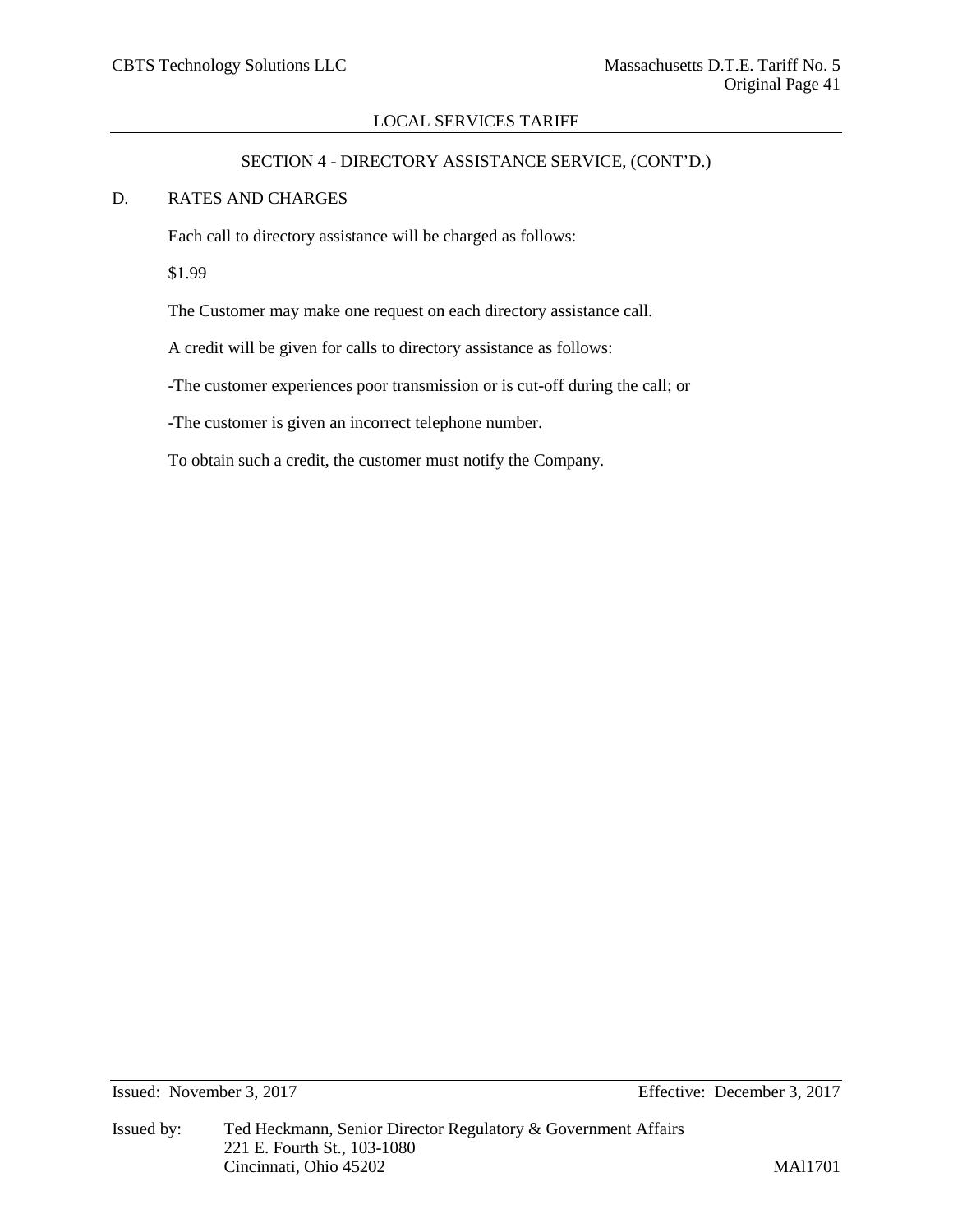## SECTION 4 - DIRECTORY ASSISTANCE SERVICE, (CONT'D.)

### D. RATES AND CHARGES

Each call to directory assistance will be charged as follows:

$1.99

The Customer may make one request on each directory assistance call.

A credit will be given for calls to directory assistance as follows:

-The customer experiences poor transmission or is cut-off during the call; or

-The customer is given an incorrect telephone number.

To obtain such a credit, the customer must notify the Company.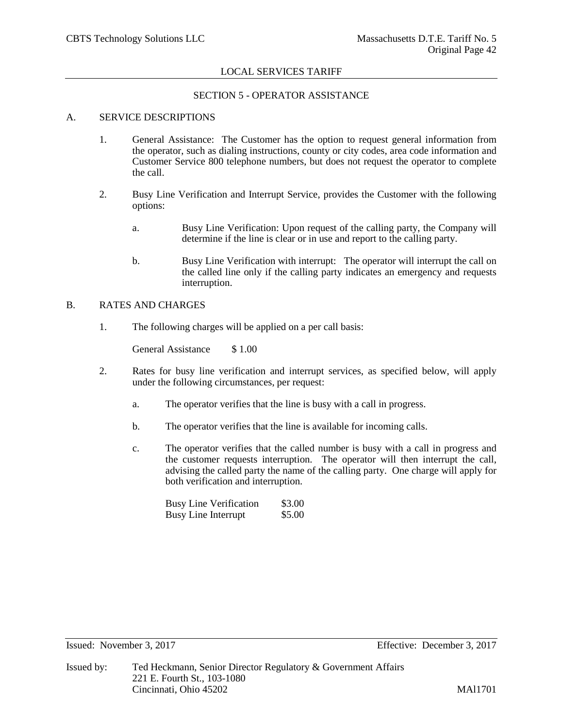## LOCAL SERVICES TARIFF

### SECTION 5 - OPERATOR ASSISTANCE

A. SERVICE DESCRIPTIONS

1. General Assistance: The Customer has the option to request general information from the operator, such as dialing instructions, county or city codes, area code information and Customer Service 800 telephone numbers, but does not request the operator to complete the call.

2. Busy Line Verification and Interrupt Service, provides the Customer with the following options:

   a. Busy Line Verification: Upon request of the calling party, the Company will determine if the line is clear or in use and report to the calling party.

   b. Busy Line Verification with interrupt: The operator will interrupt the call on the called line only if the calling party indicates an emergency and requests interruption.

B. RATES AND CHARGES

1. The following charges will be applied on a per call basis:

   General Assistance $ 1.00

2. Rates for busy line verification and interrupt services, as specified below, will apply under the following circumstances, per request:

   a. The operator verifies that the line is busy with a call in progress.

   b. The operator verifies that the line is available for incoming calls.

   c. The operator verifies that the called number is busy with a call in progress and the customer requests interruption. The operator will then interrupt the call, advising the called party the name of the calling party. One charge will apply for both verification and interruption.

| | |
|---|---|
| Busy Line Verification | $3.00 |
| Busy Line Interrupt | $5.00 |

Issued: November 3, 2017 Effective: December 3, 2017

Issued by: Ted Heckmann, Senior Director Regulatory & Government Affairs
221 E. Fourth St., 103-1080
Cincinnati, Ohio 45202

MAl1701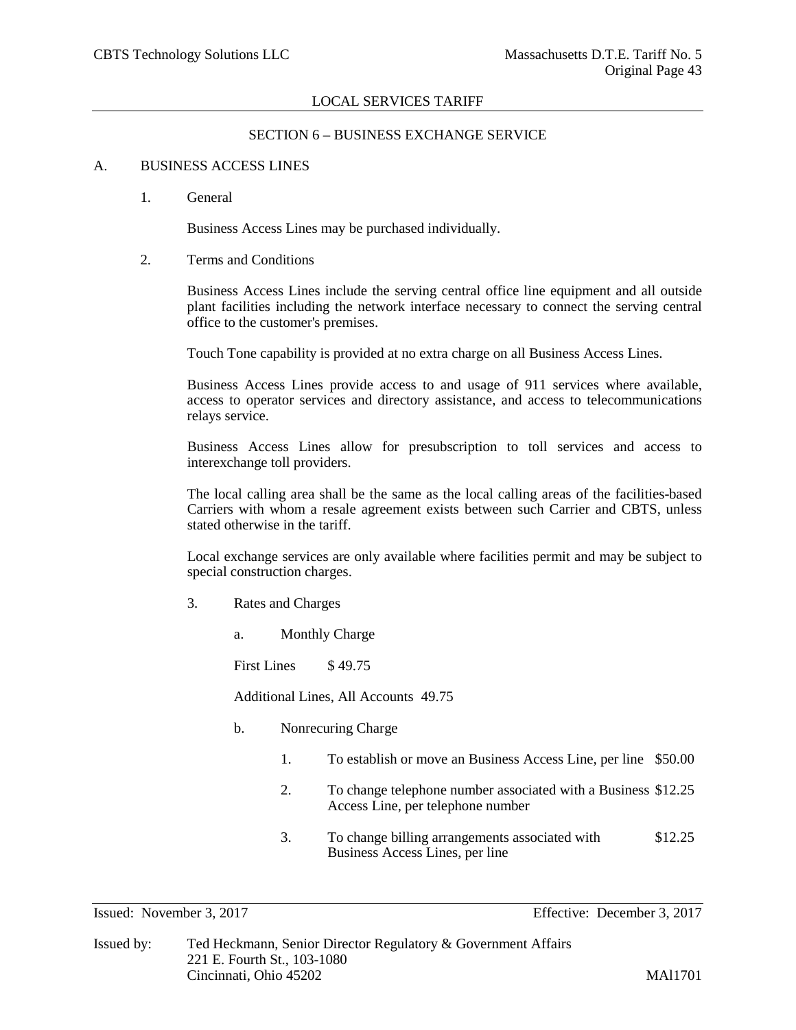LOCAL SERVICES TARIFF

SECTION 6 – BUSINESS EXCHANGE SERVICE

A. BUSINESS ACCESS LINES

1. General

Business Access Lines may be purchased individually.

2. Terms and Conditions

Business Access Lines include the serving central office line equipment and all outside plant facilities including the network interface necessary to connect the serving central office to the customer's premises.

Touch Tone capability is provided at no extra charge on all Business Access Lines.

Business Access Lines provide access to and usage of 911 services where available, access to operator services and directory assistance, and access to telecommunications relays service.

Business Access Lines allow for presubscription to toll services and access to interexchange toll providers.

The local calling area shall be the same as the local calling areas of the facilities-based Carriers with whom a resale agreement exists between such Carrier and CBTS, unless stated otherwise in the tariff.

Local exchange services are only available where facilities permit and may be subject to special construction charges.

3. Rates and Charges

a. Monthly Charge

First Lines $ 49.75

Additional Lines, All Accounts 49.75

b. Nonrecuring Charge

| | | |
|---|---|---|
| 1. | To establish or move an Business Access Line, per line | $50.00 |
| 2. | To change telephone number associated with a Business Access Line, per telephone number | $12.25 |
| 3. | To change billing arrangements associated with Business Access Lines, per line | $12.25 |

Issued: November 3, 2017 Effective: December 3, 2017

Issued by: Ted Heckmann, Senior Director Regulatory & Government Affairs
221 E. Fourth St., 103-1080
Cincinnati, Ohio 45202 MAl1701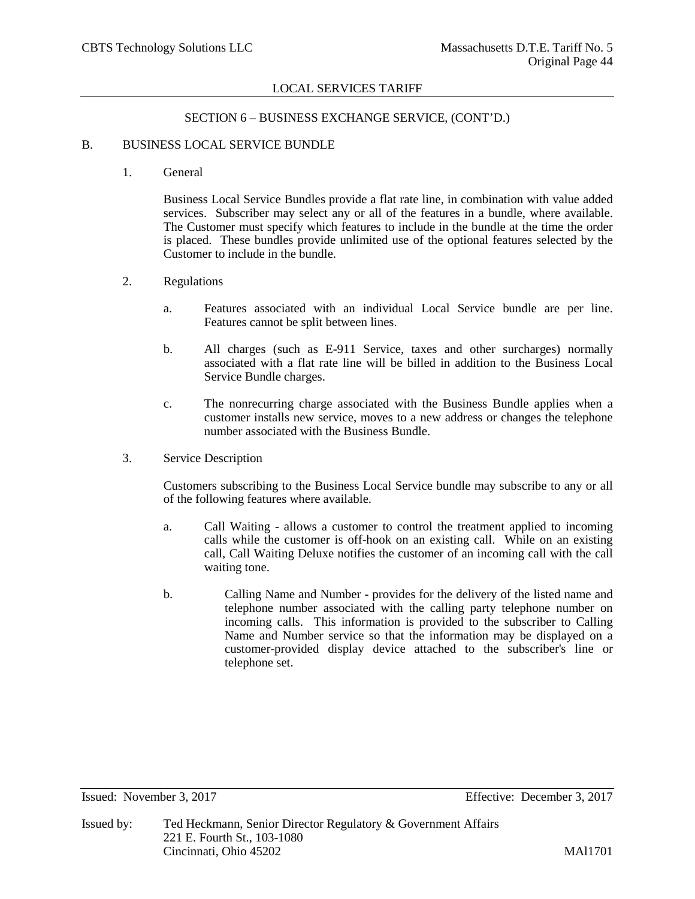## SECTION 6 – BUSINESS EXCHANGE SERVICE, (CONT'D.)

### B. BUSINESS LOCAL SERVICE BUNDLE

1. General

   Business Local Service Bundles provide a flat rate line, in combination with value added services. Subscriber may select any or all of the features in a bundle, where available. The Customer must specify which features to include in the bundle at the time the order is placed. These bundles provide unlimited use of the optional features selected by the Customer to include in the bundle.

2. Regulations

   a. Features associated with an individual Local Service bundle are per line. Features cannot be split between lines.

   b. All charges (such as E-911 Service, taxes and other surcharges) normally associated with a flat rate line will be billed in addition to the Business Local Service Bundle charges.

   c. The nonrecurring charge associated with the Business Bundle applies when a customer installs new service, moves to a new address or changes the telephone number associated with the Business Bundle.

3. Service Description

   Customers subscribing to the Business Local Service bundle may subscribe to any or all of the following features where available.

   a. Call Waiting - allows a customer to control the treatment applied to incoming calls while the customer is off-hook on an existing call. While on an existing call, Call Waiting Deluxe notifies the customer of an incoming call with the call waiting tone.

   b. Calling Name and Number - provides for the delivery of the listed name and telephone number associated with the calling party telephone number on incoming calls. This information is provided to the subscriber to Calling Name and Number service so that the information may be displayed on a customer-provided display device attached to the subscriber's line or telephone set.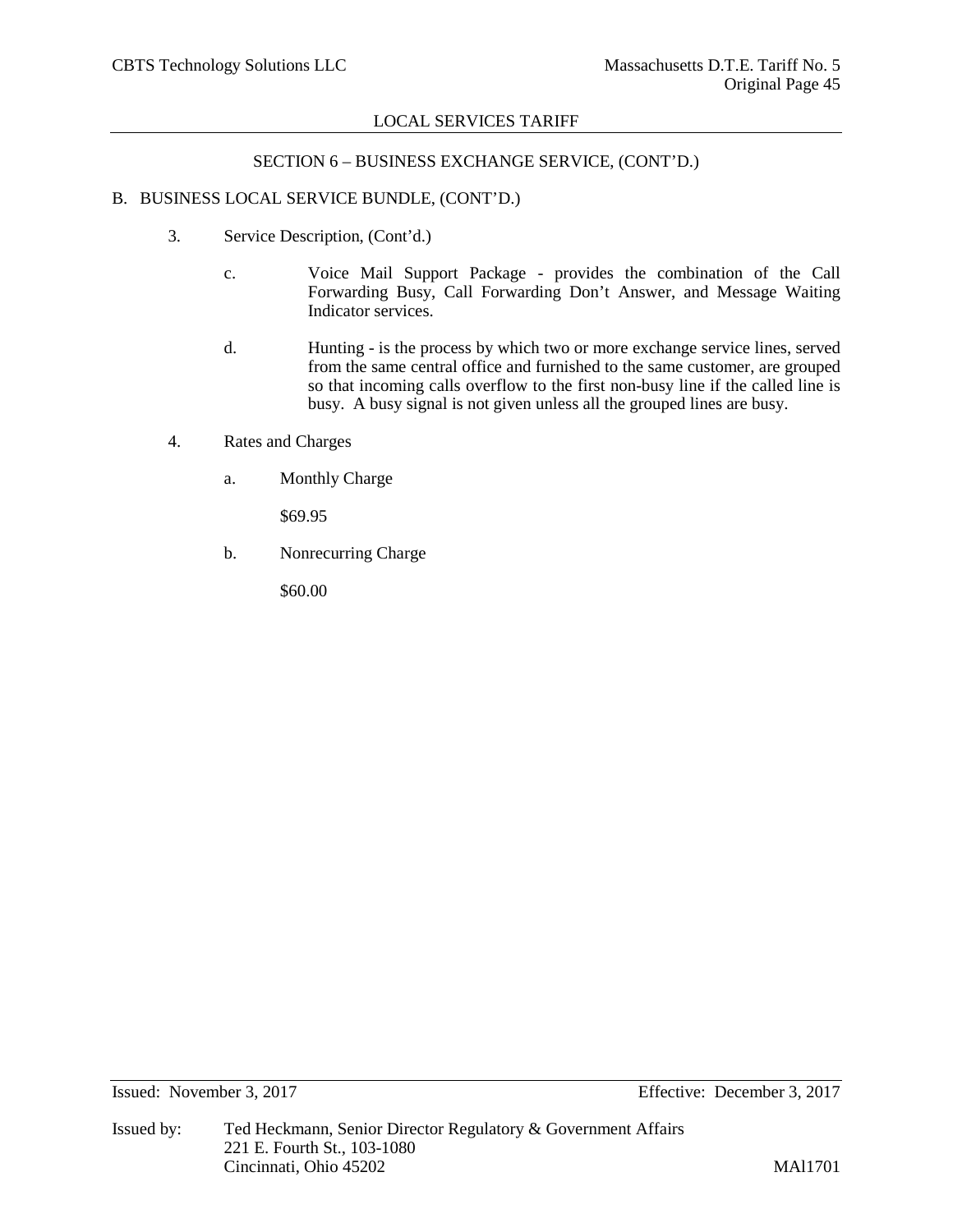## SECTION 6 – BUSINESS EXCHANGE SERVICE, (CONT'D.)

B. BUSINESS LOCAL SERVICE BUNDLE, (CONT'D.)

3. Service Description, (Cont'd.)

   c. Voice Mail Support Package - provides the combination of the Call Forwarding Busy, Call Forwarding Don't Answer, and Message Waiting Indicator services.

   d. Hunting - is the process by which two or more exchange service lines, served from the same central office and furnished to the same customer, are grouped so that incoming calls overflow to the first non-busy line if the called line is busy. A busy signal is not given unless all the grouped lines are busy.

4. Rates and Charges

   a. Monthly Charge

      $69.95

   b. Nonrecurring Charge

      $60.00

Issued: November 3, 2017 Effective: December 3, 2017

Issued by: Ted Heckmann, Senior Director Regulatory & Government Affairs
221 E. Fourth St., 103-1080
Cincinnati, Ohio 45202

MAl1701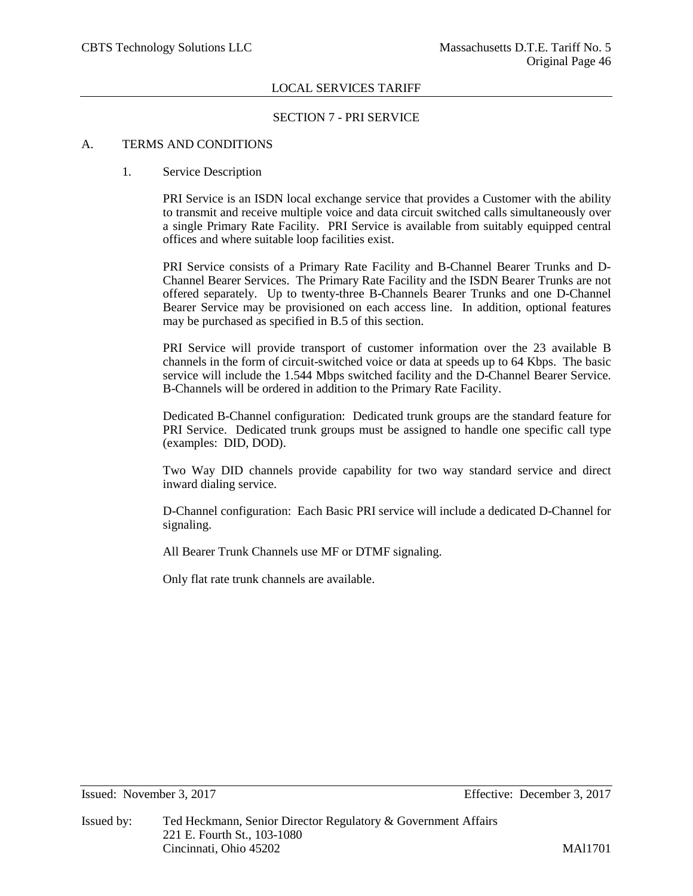## SECTION 7 - PRI SERVICE

### A. TERMS AND CONDITIONS

#### 1. Service Description

PRI Service is an ISDN local exchange service that provides a Customer with the ability to transmit and receive multiple voice and data circuit switched calls simultaneously over a single Primary Rate Facility. PRI Service is available from suitably equipped central offices and where suitable loop facilities exist.

PRI Service consists of a Primary Rate Facility and B-Channel Bearer Trunks and D-Channel Bearer Services. The Primary Rate Facility and the ISDN Bearer Trunks are not offered separately. Up to twenty-three B-Channels Bearer Trunks and one D-Channel Bearer Service may be provisioned on each access line. In addition, optional features may be purchased as specified in B.5 of this section.

PRI Service will provide transport of customer information over the 23 available B channels in the form of circuit-switched voice or data at speeds up to 64 Kbps. The basic service will include the 1.544 Mbps switched facility and the D-Channel Bearer Service. B-Channels will be ordered in addition to the Primary Rate Facility.

Dedicated B-Channel configuration: Dedicated trunk groups are the standard feature for PRI Service. Dedicated trunk groups must be assigned to handle one specific call type (examples: DID, DOD).

Two Way DID channels provide capability for two way standard service and direct inward dialing service.

D-Channel configuration: Each Basic PRI service will include a dedicated D-Channel for signaling.

All Bearer Trunk Channels use MF or DTMF signaling.

Only flat rate trunk channels are available.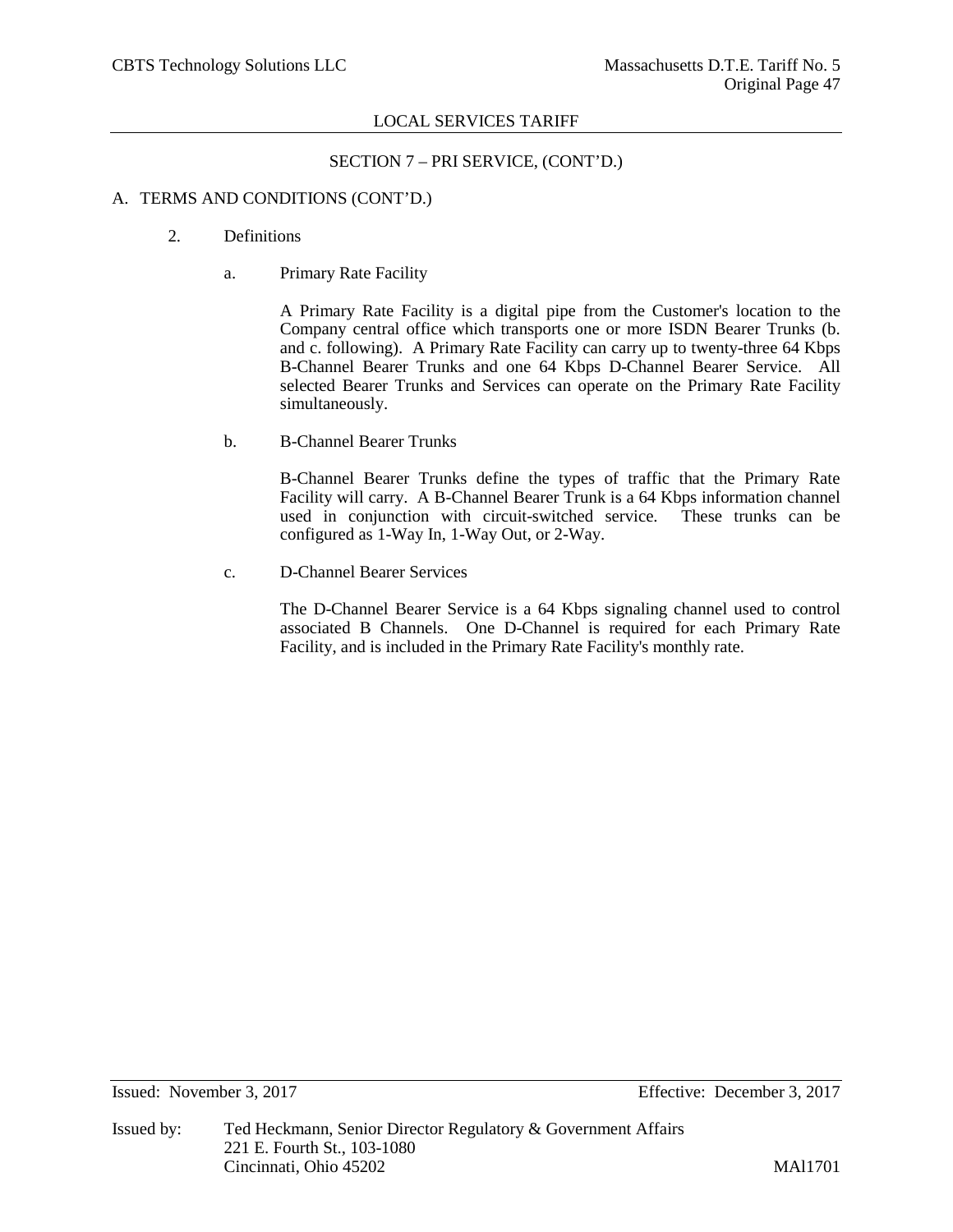## SECTION 7 – PRI SERVICE, (CONT'D.)

A. TERMS AND CONDITIONS (CONT'D.)

2. Definitions

   a. Primary Rate Facility

      A Primary Rate Facility is a digital pipe from the Customer's location to the Company central office which transports one or more ISDN Bearer Trunks (b. and c. following). A Primary Rate Facility can carry up to twenty-three 64 Kbps B-Channel Bearer Trunks and one 64 Kbps D-Channel Bearer Service. All selected Bearer Trunks and Services can operate on the Primary Rate Facility simultaneously.

   b. B-Channel Bearer Trunks

      B-Channel Bearer Trunks define the types of traffic that the Primary Rate Facility will carry. A B-Channel Bearer Trunk is a 64 Kbps information channel used in conjunction with circuit-switched service. These trunks can be configured as 1-Way In, 1-Way Out, or 2-Way.

   c. D-Channel Bearer Services

      The D-Channel Bearer Service is a 64 Kbps signaling channel used to control associated B Channels. One D-Channel is required for each Primary Rate Facility, and is included in the Primary Rate Facility's monthly rate.

Issued: November 3, 2017 Effective: December 3, 2017

Issued by: Ted Heckmann, Senior Director Regulatory & Government Affairs
221 E. Fourth St., 103-1080
Cincinnati, Ohio 45202 MAl1701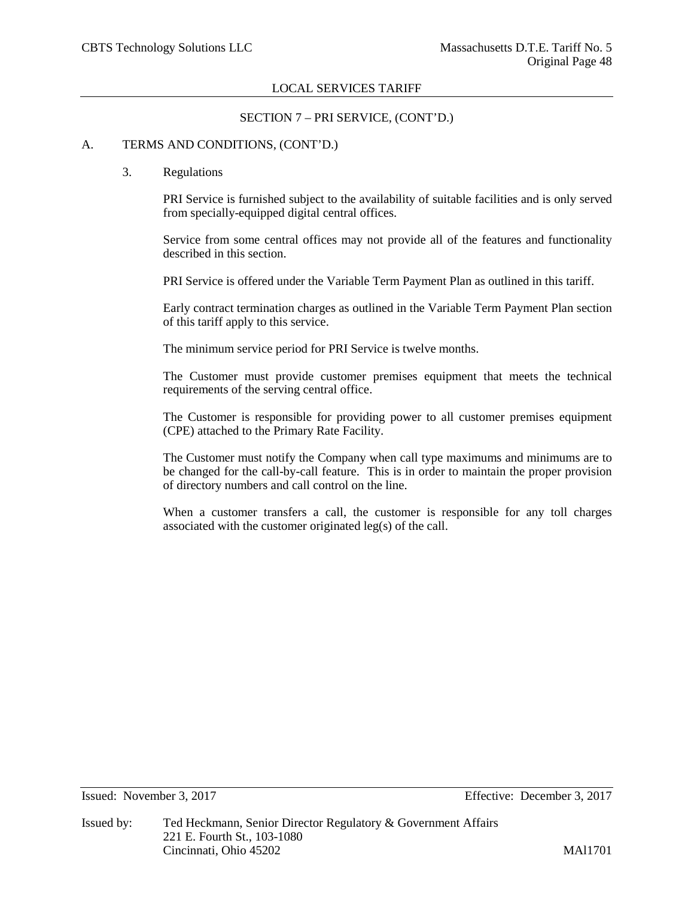## SECTION 7 – PRI SERVICE, (CONT'D.)

A. TERMS AND CONDITIONS, (CONT'D.)

3. Regulations

PRI Service is furnished subject to the availability of suitable facilities and is only served from specially-equipped digital central offices.

Service from some central offices may not provide all of the features and functionality described in this section.

PRI Service is offered under the Variable Term Payment Plan as outlined in this tariff.

Early contract termination charges as outlined in the Variable Term Payment Plan section of this tariff apply to this service.

The minimum service period for PRI Service is twelve months.

The Customer must provide customer premises equipment that meets the technical requirements of the serving central office.

The Customer is responsible for providing power to all customer premises equipment (CPE) attached to the Primary Rate Facility.

The Customer must notify the Company when call type maximums and minimums are to be changed for the call-by-call feature. This is in order to maintain the proper provision of directory numbers and call control on the line.

When a customer transfers a call, the customer is responsible for any toll charges associated with the customer originated leg(s) of the call.

Issued: November 3, 2017 Effective: December 3, 2017

Issued by: Ted Heckmann, Senior Director Regulatory & Government Affairs
221 E. Fourth St., 103-1080
Cincinnati, Ohio 45202 MAl1701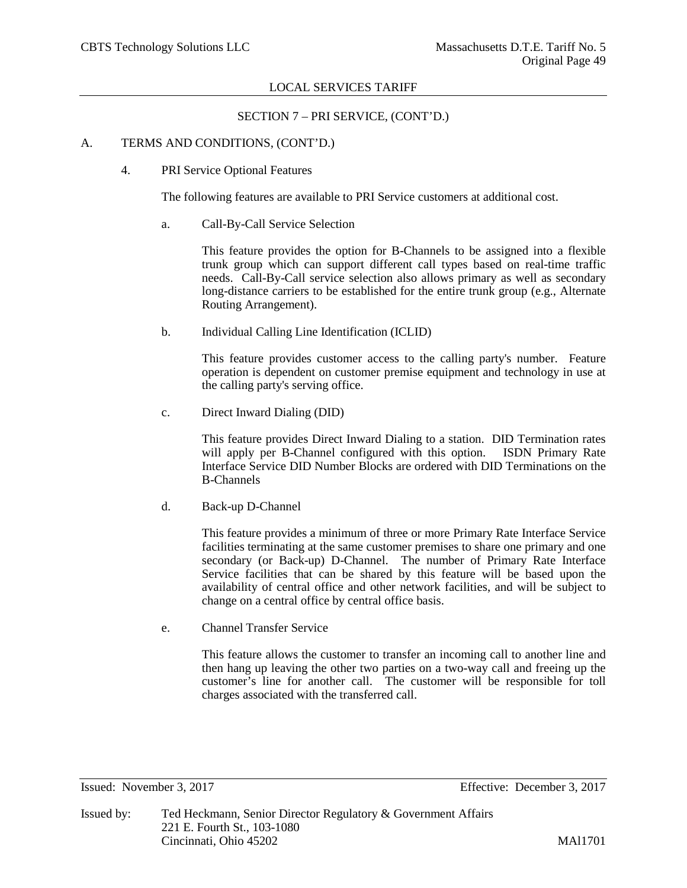LOCAL SERVICES TARIFF

SECTION 7 – PRI SERVICE, (CONT'D.)

A. TERMS AND CONDITIONS, (CONT'D.)

4. PRI Service Optional Features

The following features are available to PRI Service customers at additional cost.

a. Call-By-Call Service Selection

This feature provides the option for B-Channels to be assigned into a flexible trunk group which can support different call types based on real-time traffic needs. Call-By-Call service selection also allows primary as well as secondary long-distance carriers to be established for the entire trunk group (e.g., Alternate Routing Arrangement).

b. Individual Calling Line Identification (ICLID)

This feature provides customer access to the calling party's number. Feature operation is dependent on customer premise equipment and technology in use at the calling party's serving office.

c. Direct Inward Dialing (DID)

This feature provides Direct Inward Dialing to a station. DID Termination rates will apply per B-Channel configured with this option. ISDN Primary Rate Interface Service DID Number Blocks are ordered with DID Terminations on the B-Channels

d. Back-up D-Channel

This feature provides a minimum of three or more Primary Rate Interface Service facilities terminating at the same customer premises to share one primary and one secondary (or Back-up) D-Channel. The number of Primary Rate Interface Service facilities that can be shared by this feature will be based upon the availability of central office and other network facilities, and will be subject to change on a central office by central office basis.

e. Channel Transfer Service

This feature allows the customer to transfer an incoming call to another line and then hang up leaving the other two parties on a two-way call and freeing up the customer's line for another call. The customer will be responsible for toll charges associated with the transferred call.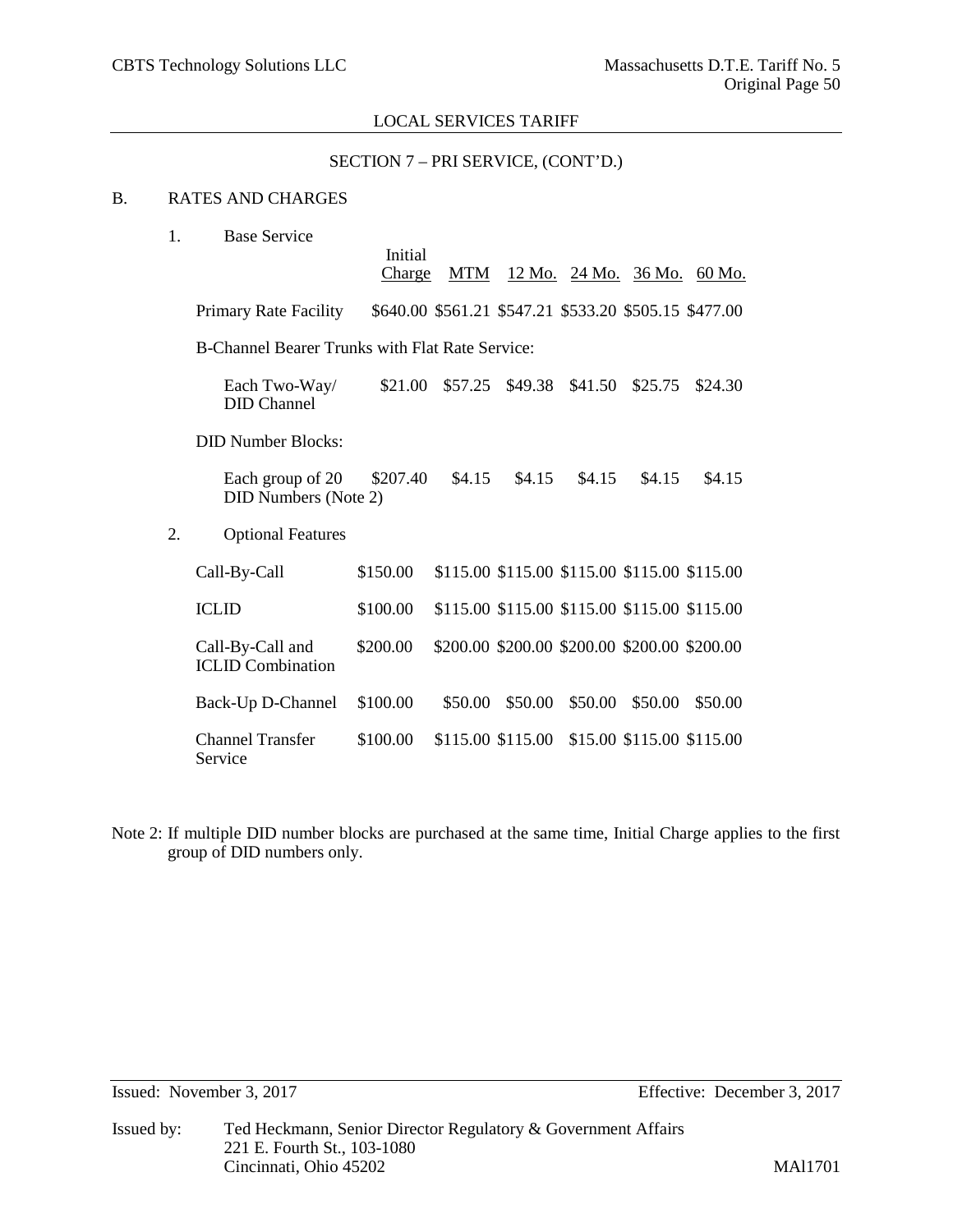## SECTION 7 – PRI SERVICE, (CONT'D.)

### B. RATES AND CHARGES

1. Base Service

| | Initial Charge | MTM | 12 Mo. | 24 Mo. | 36 Mo. | 60 Mo. |
|---|---|---|---|---|---|---|
| Primary Rate Facility | $640.00 | $561.21 | $547.21 | $533.20 | $505.15 | $477.00 |
| B-Channel Bearer Trunks with Flat Rate Service: | | | | | | |
| Each Two-Way/ DID Channel | $21.00 | $57.25 | $49.38 | $41.50 | $25.75 | $24.30 |
| DID Number Blocks: | | | | | | |
| Each group of 20 DID Numbers (Note 2) | $207.40 | $4.15 | $4.15 | $4.15 | $4.15 | $4.15 |

2. Optional Features

| | Initial Charge | MTM | 12 Mo. | 24 Mo. | 36 Mo. | 60 Mo. |
|---|---|---|---|---|---|---|
| Call-By-Call | $150.00 | $115.00 | $115.00 | $115.00 | $115.00 | $115.00 |
| ICLID | $100.00 | $115.00 | $115.00 | $115.00 | $115.00 | $115.00 |
| Call-By-Call and ICLID Combination | $200.00 | $200.00 | $200.00 | $200.00 | $200.00 | $200.00 |
| Back-Up D-Channel | $100.00 | $50.00 | $50.00 | $50.00 | $50.00 | $50.00 |
| Channel Transfer Service | $100.00 | $115.00 | $115.00 | $15.00 | $115.00 | $115.00 |

Note 2: If multiple DID number blocks are purchased at the same time, Initial Charge applies to the first group of DID numbers only.

Issued: November 3, 2017 Effective: December 3, 2017

Issued by: Ted Heckmann, Senior Director Regulatory & Government Affairs
221 E. Fourth St., 103-1080
Cincinnati, Ohio 45202

MAl1701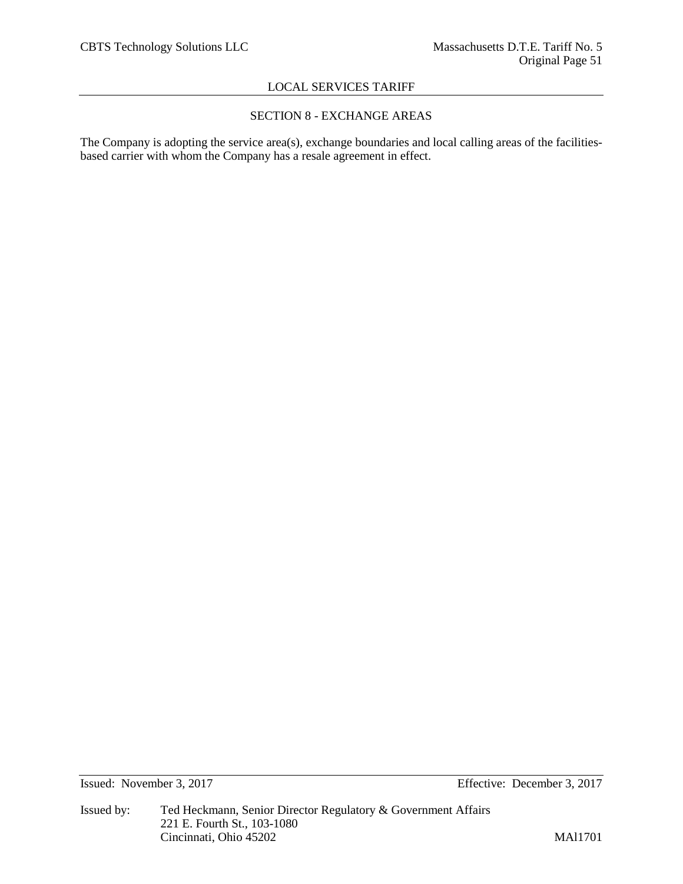## SECTION 8 - EXCHANGE AREAS

The Company is adopting the service area(s), exchange boundaries and local calling areas of the facilities-based carrier with whom the Company has a resale agreement in effect.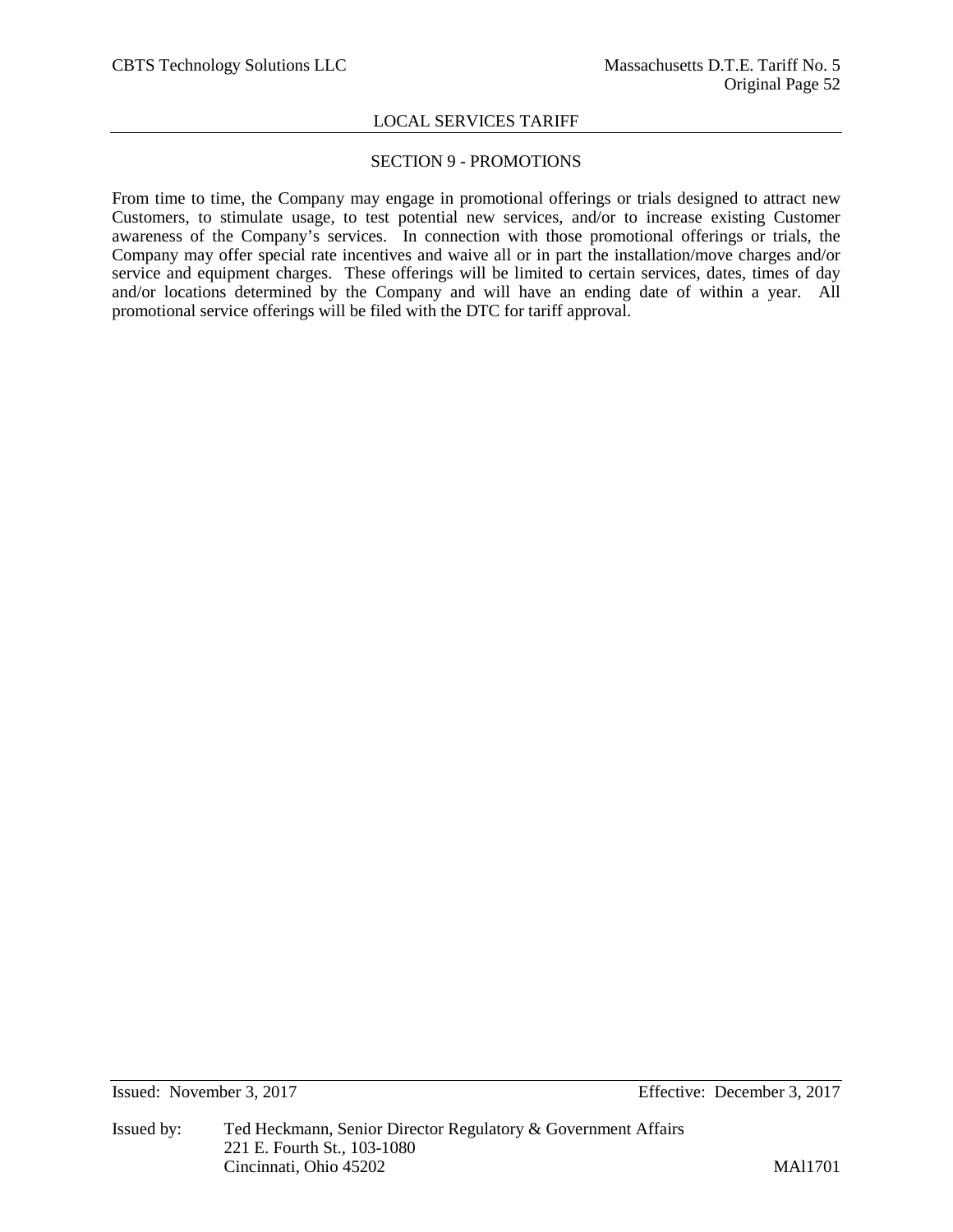## SECTION 9 - PROMOTIONS

From time to time, the Company may engage in promotional offerings or trials designed to attract new Customers, to stimulate usage, to test potential new services, and/or to increase existing Customer awareness of the Company's services. In connection with those promotional offerings or trials, the Company may offer special rate incentives and waive all or in part the installation/move charges and/or service and equipment charges. These offerings will be limited to certain services, dates, times of day and/or locations determined by the Company and will have an ending date of within a year. All promotional service offerings will be filed with the DTC for tariff approval.